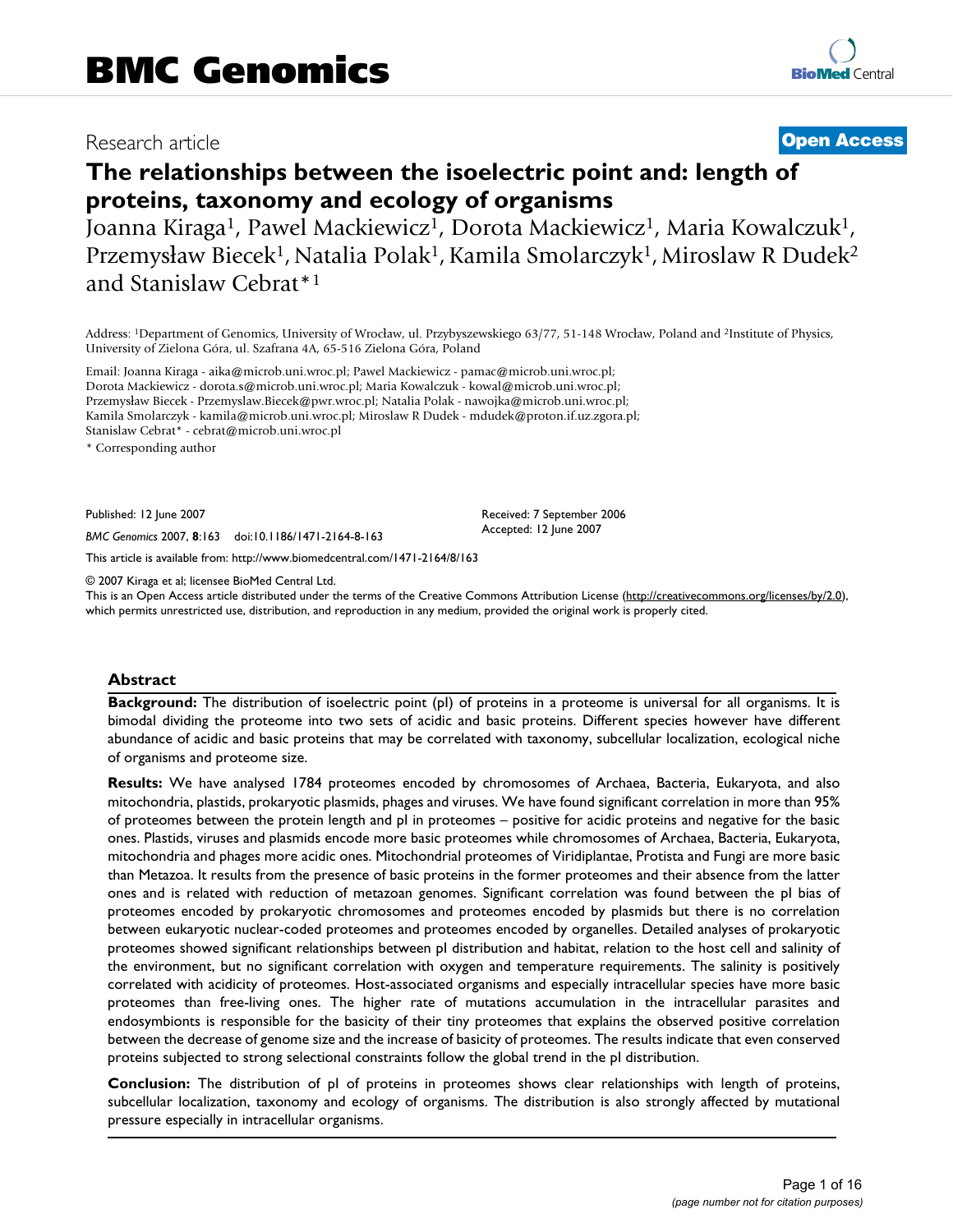BMC Genomics

Research article

**Open Access**

# The relationships between the isoelectric point and: length of proteins, taxonomy and ecology of organisms

Joanna Kiraga[1], Pawel Mackiewicz[1], Dorota Mackiewicz[1], Maria Kowalczuk[1], Przemysław Biecek[1], Natalia Polak[1], Kamila Smolarczyk[1], Miroslaw R Dudek[2] and Stanislaw Cebrat*[1]

Address: [1]Department of Genomics, University of Wrocław, ul. Przybyszewskiego 63/77, 51-148 Wrocław, Poland and [2]Institute of Physics, University of Zielona Góra, ul. Szafrana 4A, 65-516 Zielona Góra, Poland

Email: Joanna Kiraga - aika@microb.uni.wroc.pl; Pawel Mackiewicz - pamac@microb.uni.wroc.pl; Dorota Mackiewicz - dorota.s@microb.uni.wroc.pl; Maria Kowalczuk - kowal@microb.uni.wroc.pl; Przemysław Biecek - Przemyslaw.Biecek@pwr.wroc.pl; Natalia Polak - nawojka@microb.uni.wroc.pl; Kamila Smolarczyk - kamila@microb.uni.wroc.pl; Miroslaw R Dudek - mdudek@proton.if.uz.zgora.pl; Stanislaw Cebrat* - cebrat@microb.uni.wroc.pl

* Corresponding author

Published: 12 June 2007

*BMC Genomics* 2007, **8**:163 doi:10.1186/1471-2164-8-163

Received: 7 September 2006
Accepted: 12 June 2007

This article is available from: http://www.biomedcentral.com/1471-2164/8/163

© 2007 Kiraga et al; licensee BioMed Central Ltd.
This is an Open Access article distributed under the terms of the Creative Commons Attribution License (http://creativecommons.org/licenses/by/2.0), which permits unrestricted use, distribution, and reproduction in any medium, provided the original work is properly cited.

## Abstract

**Background:** The distribution of isoelectric point (pI) of proteins in a proteome is universal for all organisms. It is bimodal dividing the proteome into two sets of acidic and basic proteins. Different species however have different abundance of acidic and basic proteins that may be correlated with taxonomy, subcellular localization, ecological niche of organisms and proteome size.

**Results:** We have analysed 1784 proteomes encoded by chromosomes of Archaea, Bacteria, Eukaryota, and also mitochondria, plastids, prokaryotic plasmids, phages and viruses. We have found significant correlation in more than 95% of proteomes between the protein length and pI in proteomes – positive for acidic proteins and negative for the basic ones. Plastids, viruses and plasmids encode more basic proteomes while chromosomes of Archaea, Bacteria, Eukaryota, mitochondria and phages more acidic ones. Mitochondrial proteomes of Viridiplantae, Protista and Fungi are more basic than Metazoa. It results from the presence of basic proteins in the former proteomes and their absence from the latter ones and is related with reduction of metazoan genomes. Significant correlation was found between the pI bias of proteomes encoded by prokaryotic chromosomes and proteomes encoded by plasmids but there is no correlation between eukaryotic nuclear-coded proteomes and proteomes encoded by organelles. Detailed analyses of prokaryotic proteomes showed significant relationships between pI distribution and habitat, relation to the host cell and salinity of the environment, but no significant correlation with oxygen and temperature requirements. The salinity is positively correlated with acidicity of proteomes. Host-associated organisms and especially intracellular species have more basic proteomes than free-living ones. The higher rate of mutations accumulation in the intracellular parasites and endosymbionts is responsible for the basicity of their tiny proteomes that explains the observed positive correlation between the decrease of genome size and the increase of basicity of proteomes. The results indicate that even conserved proteins subjected to strong selectional constraints follow the global trend in the pI distribution.

**Conclusion:** The distribution of pI of proteins in proteomes shows clear relationships with length of proteins, subcellular localization, taxonomy and ecology of organisms. The distribution is also strongly affected by mutational pressure especially in intracellular organisms.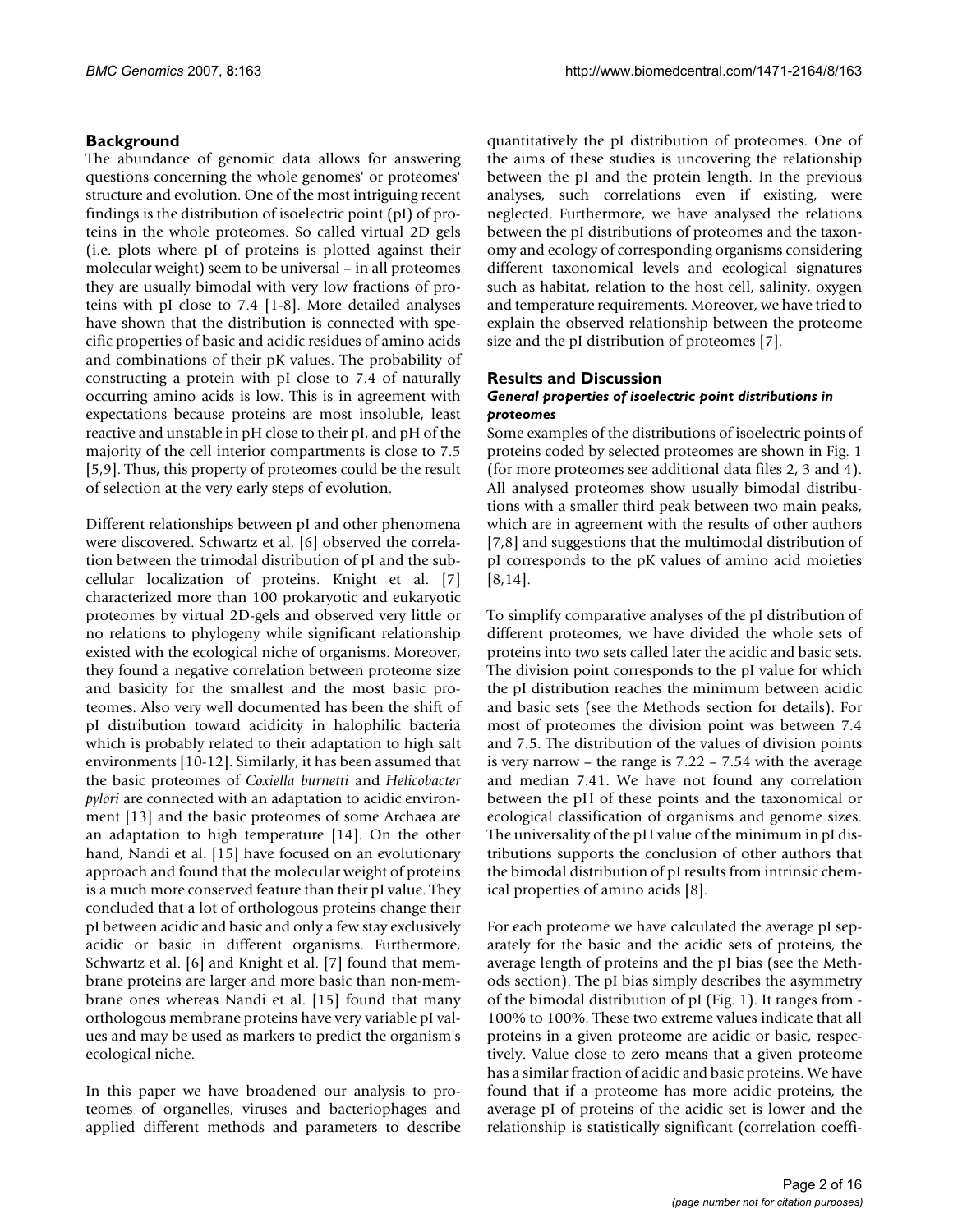## Background

The abundance of genomic data allows for answering questions concerning the whole genomes' or proteomes' structure and evolution. One of the most intriguing recent findings is the distribution of isoelectric point (pI) of proteins in the whole proteomes. So called virtual 2D gels (i.e. plots where pI of proteins is plotted against their molecular weight) seem to be universal – in all proteomes they are usually bimodal with very low fractions of proteins with pI close to 7.4 [1-8]. More detailed analyses have shown that the distribution is connected with specific properties of basic and acidic residues of amino acids and combinations of their pK values. The probability of constructing a protein with pI close to 7.4 of naturally occurring amino acids is low. This is in agreement with expectations because proteins are most insoluble, least reactive and unstable in pH close to their pI, and pH of the majority of the cell interior compartments is close to 7.5 [5,9]. Thus, this property of proteomes could be the result of selection at the very early steps of evolution.

Different relationships between pI and other phenomena were discovered. Schwartz et al. [6] observed the correlation between the trimodal distribution of pI and the subcellular localization of proteins. Knight et al. [7] characterized more than 100 prokaryotic and eukaryotic proteomes by virtual 2D-gels and observed very little or no relations to phylogeny while significant relationship existed with the ecological niche of organisms. Moreover, they found a negative correlation between proteome size and basicity for the smallest and the most basic proteomes. Also very well documented has been the shift of pI distribution toward acidicity in halophilic bacteria which is probably related to their adaptation to high salt environments [10-12]. Similarly, it has been assumed that the basic proteomes of *Coxiella burnetti* and *Helicobacter pylori* are connected with an adaptation to acidic environment [13] and the basic proteomes of some Archaea are an adaptation to high temperature [14]. On the other hand, Nandi et al. [15] have focused on an evolutionary approach and found that the molecular weight of proteins is a much more conserved feature than their pI value. They concluded that a lot of orthologous proteins change their pI between acidic and basic and only a few stay exclusively acidic or basic in different organisms. Furthermore, Schwartz et al. [6] and Knight et al. [7] found that membrane proteins are larger and more basic than non-membrane ones whereas Nandi et al. [15] found that many orthologous membrane proteins have very variable pI values and may be used as markers to predict the organism's ecological niche.

In this paper we have broadened our analysis to proteomes of organelles, viruses and bacteriophages and applied different methods and parameters to describe quantitatively the pI distribution of proteomes. One of the aims of these studies is uncovering the relationship between the pI and the protein length. In the previous analyses, such correlations even if existing, were neglected. Furthermore, we have analysed the relations between the pI distributions of proteomes and the taxonomy and ecology of corresponding organisms considering different taxonomical levels and ecological signatures such as habitat, relation to the host cell, salinity, oxygen and temperature requirements. Moreover, we have tried to explain the observed relationship between the proteome size and the pI distribution of proteomes [7].

## Results and Discussion

### *General properties of isoelectric point distributions in proteomes*

Some examples of the distributions of isoelectric points of proteins coded by selected proteomes are shown in Fig. 1 (for more proteomes see additional data files 2, 3 and 4). All analysed proteomes show usually bimodal distributions with a smaller third peak between two main peaks, which are in agreement with the results of other authors [7,8] and suggestions that the multimodal distribution of pI corresponds to the pK values of amino acid moieties [8,14].

To simplify comparative analyses of the pI distribution of different proteomes, we have divided the whole sets of proteins into two sets called later the acidic and basic sets. The division point corresponds to the pI value for which the pI distribution reaches the minimum between acidic and basic sets (see the Methods section for details). For most of proteomes the division point was between 7.4 and 7.5. The distribution of the values of division points is very narrow – the range is 7.22 – 7.54 with the average and median 7.41. We have not found any correlation between the pH of these points and the taxonomical or ecological classification of organisms and genome sizes. The universality of the pH value of the minimum in pI distributions supports the conclusion of other authors that the bimodal distribution of pI results from intrinsic chemical properties of amino acids [8].

For each proteome we have calculated the average pI separately for the basic and the acidic sets of proteins, the average length of proteins and the pI bias (see the Methods section). The pI bias simply describes the asymmetry of the bimodal distribution of pI (Fig. 1). It ranges from -100% to 100%. These two extreme values indicate that all proteins in a given proteome are acidic or basic, respectively. Value close to zero means that a given proteome has a similar fraction of acidic and basic proteins. We have found that if a proteome has more acidic proteins, the average pI of proteins of the acidic set is lower and the relationship is statistically significant (correlation coeffi-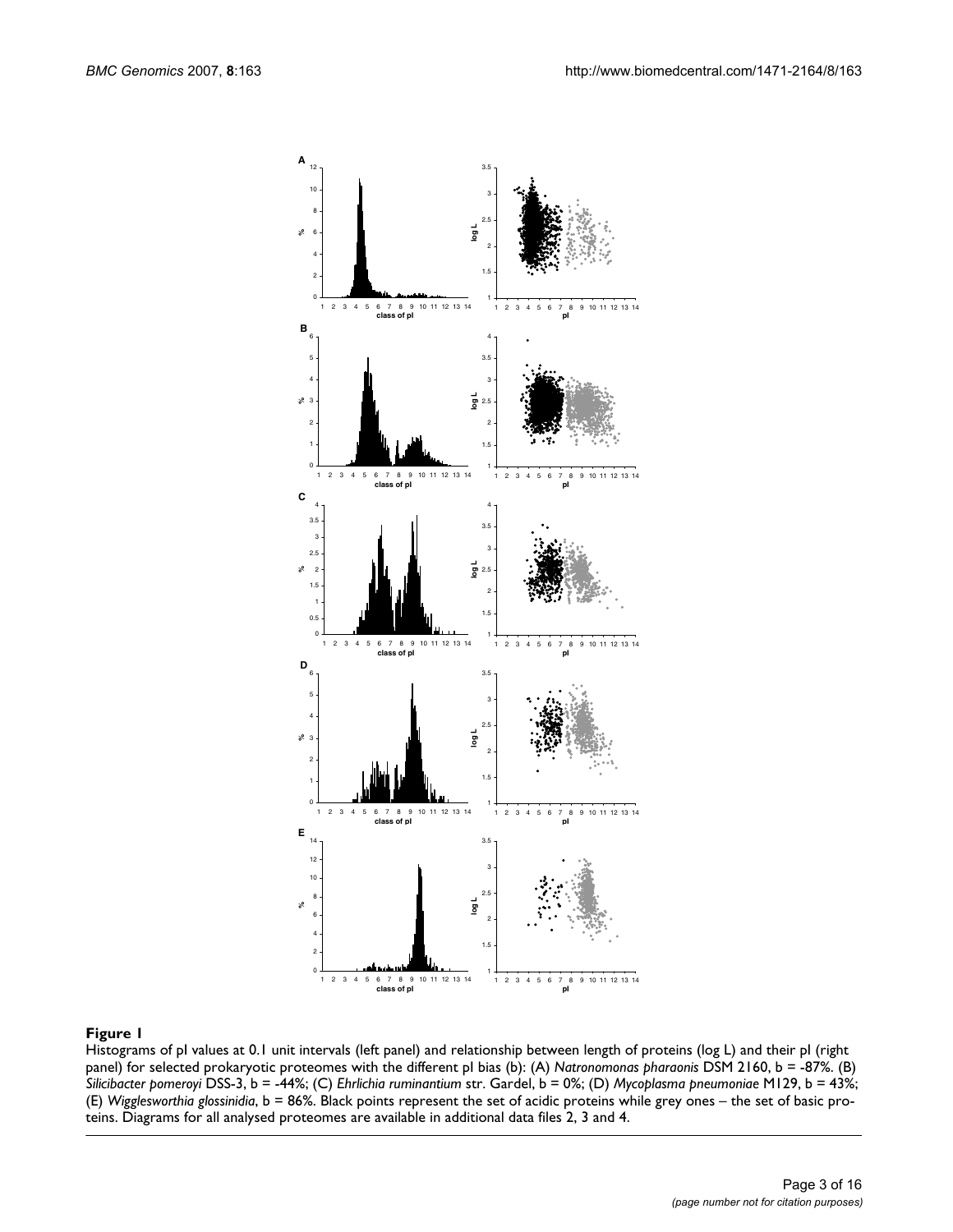**Figure 1**

Histograms of pI values at 0.1 unit intervals (left panel) and relationship between length of proteins (log L) and their pI (right panel) for selected prokaryotic proteomes with the different pI bias (b): (A) *Natronomonas pharaonis* DSM 2160, b = -87%. (B) *Silicibacter pomeroyi* DSS-3, b = -44%; (C) *Ehrlichia ruminantium* str. Gardel, b = 0%; (D) *Mycoplasma pneumoniae* M129, b = 43%; (E) *Wigglesworthia glossinidia*, b = 86%. Black points represent the set of acidic proteins while grey ones – the set of basic proteins. Diagrams for all analysed proteomes are available in additional data files 2, 3 and 4.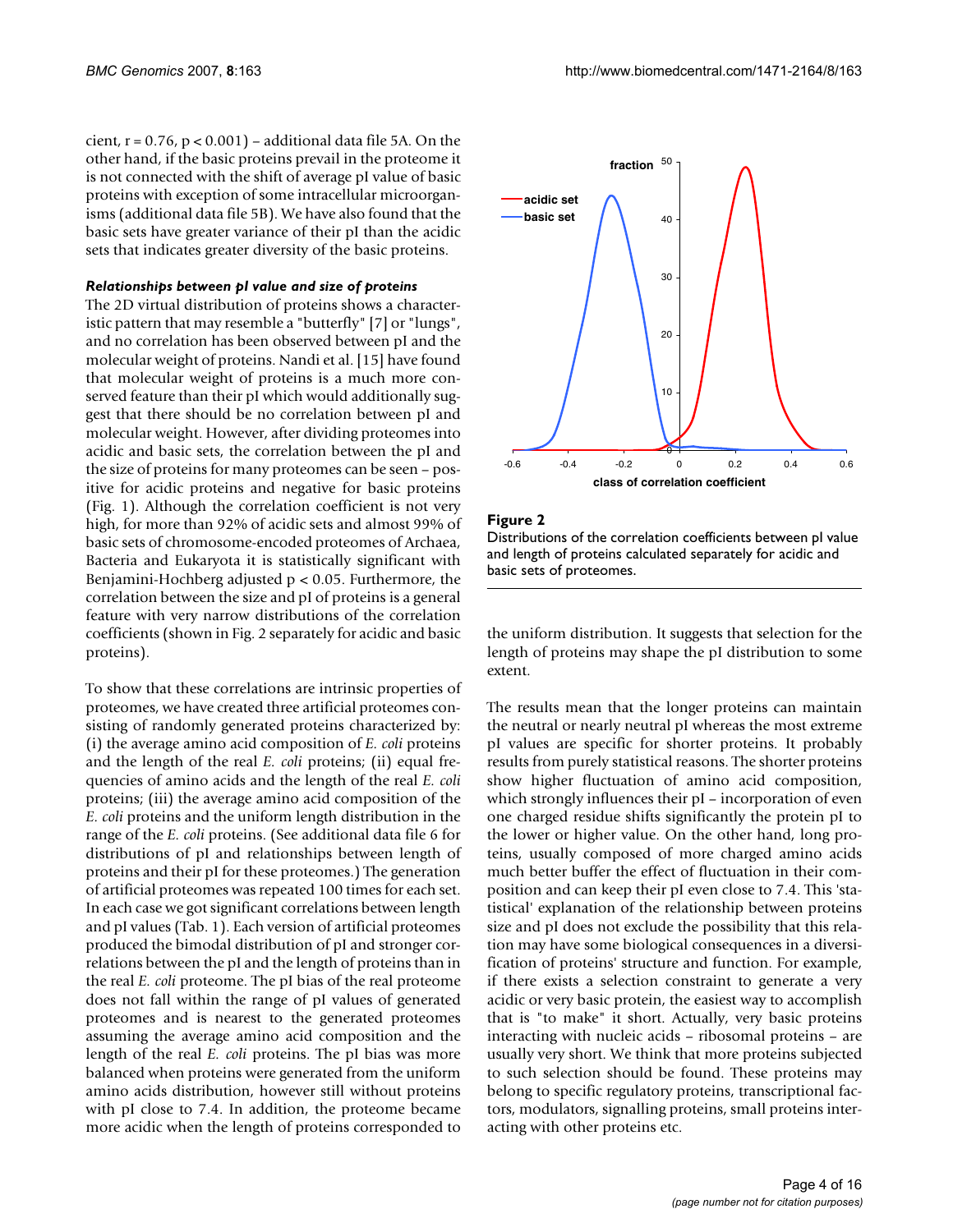cient, $r = 0.76$, $p < 0.001$) – additional data file 5A. On the other hand, if the basic proteins prevail in the proteome it is not connected with the shift of average pI value of basic proteins with exception of some intracellular microorganisms (additional data file 5B). We have also found that the basic sets have greater variance of their pI than the acidic sets that indicates greater diversity of the basic proteins.

### *Relationships between pI value and size of proteins*

The 2D virtual distribution of proteins shows a characteristic pattern that may resemble a "butterfly" [7] or "lungs", and no correlation has been observed between pI and the molecular weight of proteins. Nandi et al. [15] have found that molecular weight of proteins is a much more conserved feature than their pI which would additionally suggest that there should be no correlation between pI and molecular weight. However, after dividing proteomes into acidic and basic sets, the correlation between the pI and the size of proteins for many proteomes can be seen – positive for acidic proteins and negative for basic proteins (Fig. 1). Although the correlation coefficient is not very high, for more than 92% of acidic sets and almost 99% of basic sets of chromosome-encoded proteomes of Archaea, Bacteria and Eukaryota it is statistically significant with Benjamini-Hochberg adjusted $p < 0.05$. Furthermore, the correlation between the size and pI of proteins is a general feature with very narrow distributions of the correlation coefficients (shown in Fig. 2 separately for acidic and basic proteins).

To show that these correlations are intrinsic properties of proteomes, we have created three artificial proteomes consisting of randomly generated proteins characterized by: (i) the average amino acid composition of *E. coli* proteins and the length of the real *E. coli* proteins; (ii) equal frequencies of amino acids and the length of the real *E. coli* proteins; (iii) the average amino acid composition of the *E. coli* proteins and the uniform length distribution in the range of the *E. coli* proteins. (See additional data file 6 for distributions of pI and relationships between length of proteins and their pI for these proteomes.) The generation of artificial proteomes was repeated 100 times for each set. In each case we got significant correlations between length and pI values (Tab. 1). Each version of artificial proteomes produced the bimodal distribution of pI and stronger correlations between the pI and the length of proteins than in the real *E. coli* proteome. The pI bias of the real proteome does not fall within the range of pI values of generated proteomes and is nearest to the generated proteomes assuming the average amino acid composition and the length of the real *E. coli* proteins. The pI bias was more balanced when proteins were generated from the uniform amino acids distribution, however still without proteins with pI close to 7.4. In addition, the proteome became more acidic when the length of proteins corresponded to the uniform distribution. It suggests that selection for the length of proteins may shape the pI distribution to some extent.

**Figure 2**
Distributions of the correlation coefficients between pI value and length of proteins calculated separately for acidic and basic sets of proteomes.

The results mean that the longer proteins can maintain the neutral or nearly neutral pI whereas the most extreme pI values are specific for shorter proteins. It probably results from purely statistical reasons. The shorter proteins show higher fluctuation of amino acid composition, which strongly influences their pI – incorporation of even one charged residue shifts significantly the protein pI to the lower or higher value. On the other hand, long proteins, usually composed of more charged amino acids much better buffer the effect of fluctuation in their composition and can keep their pI even close to 7.4. This 'statistical' explanation of the relationship between proteins size and pI does not exclude the possibility that this relation may have some biological consequences in a diversification of proteins' structure and function. For example, if there exists a selection constraint to generate a very acidic or very basic protein, the easiest way to accomplish that is "to make" it short. Actually, very basic proteins interacting with nucleic acids – ribosomal proteins – are usually very short. We think that more proteins subjected to such selection should be found. These proteins may belong to specific regulatory proteins, transcriptional factors, modulators, signalling proteins, small proteins interacting with other proteins etc.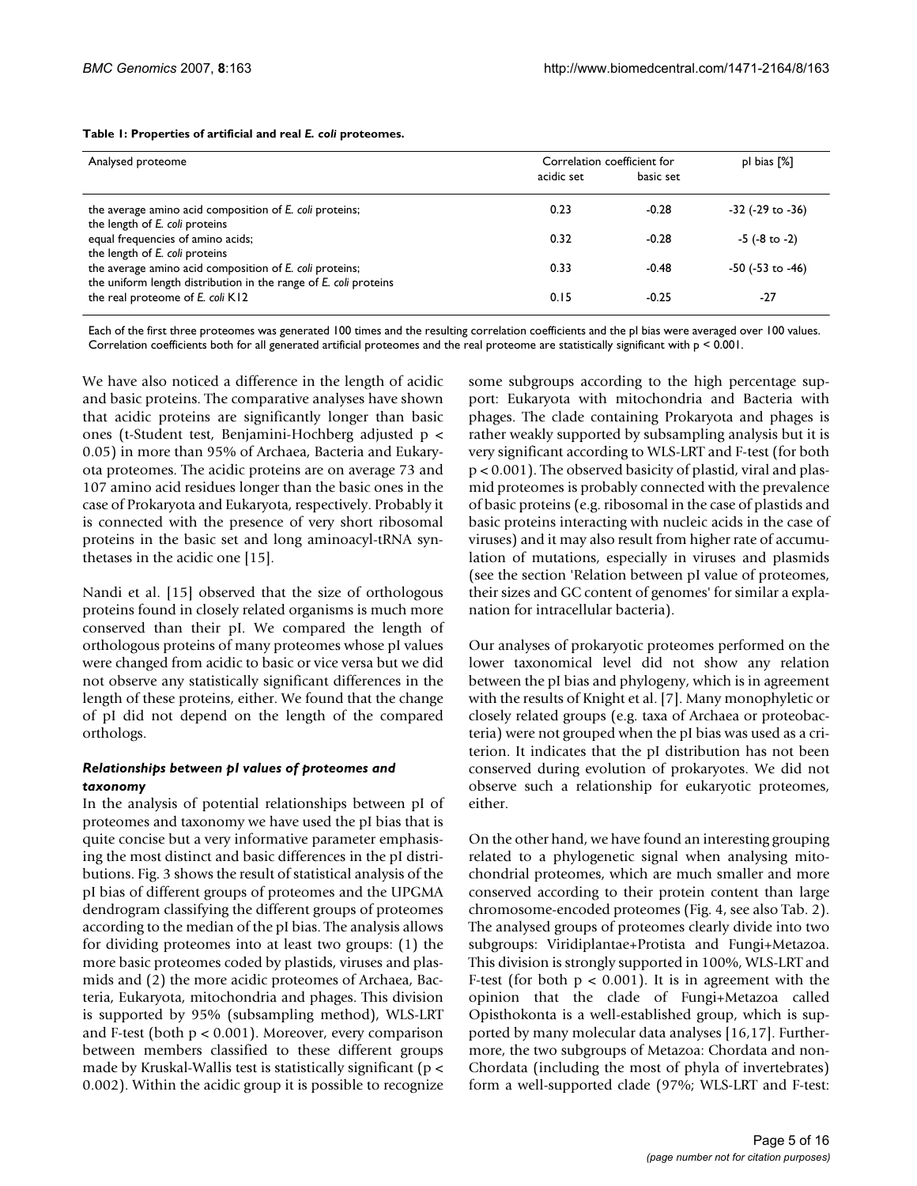**Table 1: Properties of artificial and real *E. coli* proteomes.**

| Analysed proteome | Correlation coefficient for | | pI bias [%] |
|---|---|---|---|
| | acidic set | basic set | |
| the average amino acid composition of *E. coli* proteins; the length of *E. coli* proteins | 0.23 | -0.28 | -32 (-29 to -36) |
| equal frequencies of amino acids; the length of *E. coli* proteins | 0.32 | -0.28 | -5 (-8 to -2) |
| the average amino acid composition of *E. coli* proteins; the uniform length distribution in the range of *E. coli* proteins | 0.33 | -0.48 | -50 (-53 to -46) |
| the real proteome of *E. coli* K12 | 0.15 | -0.25 | -27 |

Each of the first three proteomes was generated 100 times and the resulting correlation coefficients and the pI bias were averaged over 100 values. Correlation coefficients both for all generated artificial proteomes and the real proteome are statistically significant with $p < 0.001$.

We have also noticed a difference in the length of acidic and basic proteins. The comparative analyses have shown that acidic proteins are significantly longer than basic ones (t-Student test, Benjamini-Hochberg adjusted $p < 0.05$) in more than 95% of Archaea, Bacteria and Eukaryota proteomes. The acidic proteins are on average 73 and 107 amino acid residues longer than the basic ones in the case of Prokaryota and Eukaryota, respectively. Probably it is connected with the presence of very short ribosomal proteins in the basic set and long aminoacyl-tRNA synthetases in the acidic one [15].

Nandi et al. [15] observed that the size of orthologous proteins found in closely related organisms is much more conserved than their pI. We compared the length of orthologous proteins of many proteomes whose pI values were changed from acidic to basic or vice versa but we did not observe any statistically significant differences in the length of these proteins, either. We found that the change of pI did not depend on the length of the compared orthologs.

### *Relationships between pI values of proteomes and taxonomy*

In the analysis of potential relationships between pI of proteomes and taxonomy we have used the pI bias that is quite concise but a very informative parameter emphasising the most distinct and basic differences in the pI distributions. Fig. 3 shows the result of statistical analysis of the pI bias of different groups of proteomes and the UPGMA dendrogram classifying the different groups of proteomes according to the median of the pI bias. The analysis allows for dividing proteomes into at least two groups: (1) the more basic proteomes coded by plastids, viruses and plasmids and (2) the more acidic proteomes of Archaea, Bacteria, Eukaryota, mitochondria and phages. This division is supported by 95% (subsampling method), WLS-LRT and F-test (both $p < 0.001$). Moreover, every comparison between members classified to these different groups made by Kruskal-Wallis test is statistically significant ($p < 0.002$). Within the acidic group it is possible to recognize some subgroups according to the high percentage support: Eukaryota with mitochondria and Bacteria with phages. The clade containing Prokaryota and phages is rather weakly supported by subsampling analysis but it is very significant according to WLS-LRT and F-test (for both $p < 0.001$). The observed basicity of plastid, viral and plasmid proteomes is probably connected with the prevalence of basic proteins (e.g. ribosomal in the case of plastids and basic proteins interacting with nucleic acids in the case of viruses) and it may also result from higher rate of accumulation of mutations, especially in viruses and plasmids (see the section 'Relation between pI value of proteomes, their sizes and GC content of genomes' for similar a explanation for intracellular bacteria).

Our analyses of prokaryotic proteomes performed on the lower taxonomical level did not show any relation between the pI bias and phylogeny, which is in agreement with the results of Knight et al. [7]. Many monophyletic or closely related groups (e.g. taxa of Archaea or proteobacteria) were not grouped when the pI bias was used as a criterion. It indicates that the pI distribution has not been conserved during evolution of prokaryotes. We did not observe such a relationship for eukaryotic proteomes, either.

On the other hand, we have found an interesting grouping related to a phylogenetic signal when analysing mitochondrial proteomes, which are much smaller and more conserved according to their protein content than large chromosome-encoded proteomes (Fig. 4, see also Tab. 2). The analysed groups of proteomes clearly divide into two subgroups: Viridiplantae+Protista and Fungi+Metazoa. This division is strongly supported in 100%, WLS-LRT and F-test (for both $p < 0.001$). It is in agreement with the opinion that the clade of Fungi+Metazoa called Opisthokonta is a well-established group, which is supported by many molecular data analyses [16,17]. Furthermore, the two subgroups of Metazoa: Chordata and non-Chordata (including the most of phyla of invertebrates) form a well-supported clade (97%; WLS-LRT and F-test: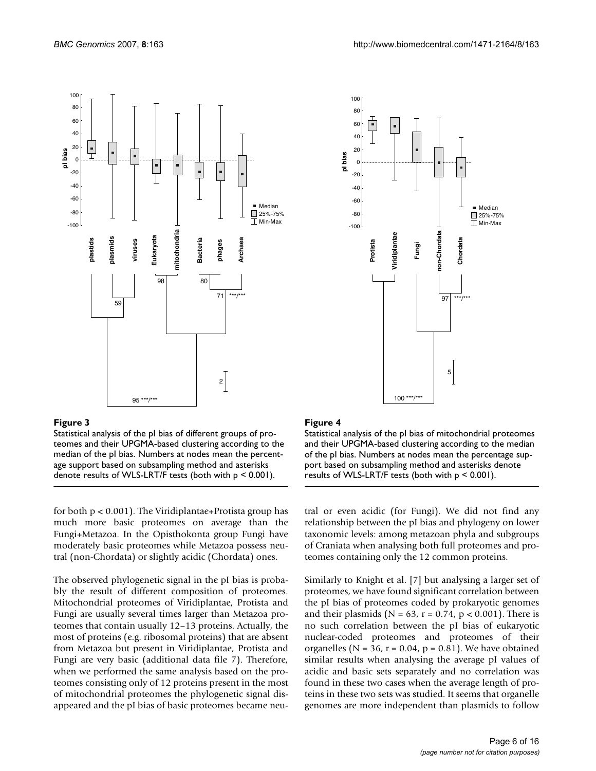**Figure 3**

Statistical analysis of the pI bias of different groups of proteomes and their UPGMA-based clustering according to the median of the pI bias. Numbers at nodes mean the percentage support based on subsampling method and asterisks denote results of WLS-LRT/F tests (both with $p < 0.001$).

**Figure 4**

Statistical analysis of the pI bias of mitochondrial proteomes and their UPGMA-based clustering according to the median of the pI bias. Numbers at nodes mean the percentage support based on subsampling method and asterisks denote results of WLS-LRT/F tests (both with $p < 0.001$).

for both $p < 0.001$). The Viridiplantae+Protista group has much more basic proteomes on average than the Fungi+Metazoa. In the Opisthokonta group Fungi have moderately basic proteomes while Metazoa possess neutral (non-Chordata) or slightly acidic (Chordata) ones.

The observed phylogenetic signal in the pI bias is probably the result of different composition of proteomes. Mitochondrial proteomes of Viridiplantae, Protista and Fungi are usually several times larger than Metazoa proteomes that contain usually 12–13 proteins. Actually, the most of proteins (e.g. ribosomal proteins) that are absent from Metazoa but present in Viridiplantae, Protista and Fungi are very basic (additional data file 7). Therefore, when we performed the same analysis based on the proteomes consisting only of 12 proteins present in the most of mitochondrial proteomes the phylogenetic signal disappeared and the pI bias of basic proteomes became neutral or even acidic (for Fungi). We did not find any relationship between the pI bias and phylogeny on lower taxonomic levels: among metazoan phyla and subgroups of Craniata when analysing both full proteomes and proteomes containing only the 12 common proteins.

Similarly to Knight et al. [7] but analysing a larger set of proteomes, we have found significant correlation between the pI bias of proteomes coded by prokaryotic genomes and their plasmids ($N = 63$, $r = 0.74$, $p < 0.001$). There is no such correlation between the pI bias of eukaryotic nuclear-coded proteomes and proteomes of their organelles ($N = 36$, $r = 0.04$, $p = 0.81$). We have obtained similar results when analysing the average pI values of acidic and basic sets separately and no correlation was found in these two cases when the average length of proteins in these two sets was studied. It seems that organelle genomes are more independent than plasmids to follow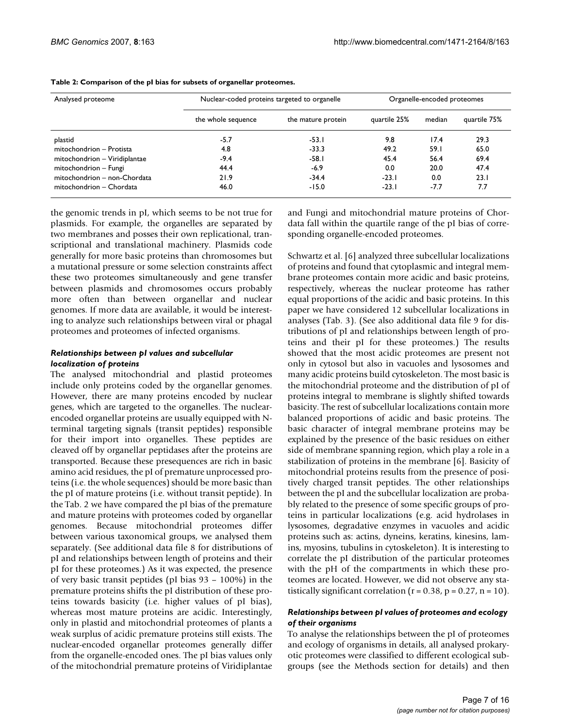**Table 2: Comparison of the pI bias for subsets of organellar proteomes.**

| Analysed proteome | Nuclear-coded proteins targeted to organelle | | Organelle-encoded proteomes | | |
|---|---|---|---|---|---|
| | the whole sequence | the mature protein | quartile 25% | median | quartile 75% |
| plastid | -5.7 | -53.1 | 9.8 | 17.4 | 29.3 |
| mitochondrion – Protista | 4.8 | -33.3 | 49.2 | 59.1 | 65.0 |
| mitochondrion – Viridiplantae | -9.4 | -58.1 | 45.4 | 56.4 | 69.4 |
| mitochondrion – Fungi | 44.4 | -6.9 | 0.0 | 20.0 | 47.4 |
| mitochondrion – non-Chordata | 21.9 | -34.4 | -23.1 | 0.0 | 23.1 |
| mitochondrion – Chordata | 46.0 | -15.0 | -23.1 | -7.7 | 7.7 |

the genomic trends in pI, which seems to be not true for plasmids. For example, the organelles are separated by two membranes and posses their own replicational, transcriptional and translational machinery. Plasmids code generally for more basic proteins than chromosomes but a mutational pressure or some selection constraints affect these two proteomes simultaneously and gene transfer between plasmids and chromosomes occurs probably more often than between organellar and nuclear genomes. If more data are available, it would be interesting to analyze such relationships between viral or phagal proteomes and proteomes of infected organisms.

### *Relationships between pI values and subcellular localization of proteins*

The analysed mitochondrial and plastid proteomes include only proteins coded by the organellar genomes. However, there are many proteins encoded by nuclear genes, which are targeted to the organelles. The nuclear-encoded organellar proteins are usually equipped with N-terminal targeting signals (transit peptides) responsible for their import into organelles. These peptides are cleaved off by organellar peptidases after the proteins are transported. Because these presequences are rich in basic amino acid residues, the pI of premature unprocessed proteins (i.e. the whole sequences) should be more basic than the pI of mature proteins (i.e. without transit peptide). In the Tab. 2 we have compared the pI bias of the premature and mature proteins with proteomes coded by organellar genomes. Because mitochondrial proteomes differ between various taxonomical groups, we analysed them separately. (See additional data file 8 for distributions of pI and relationships between length of proteins and their pI for these proteomes.) As it was expected, the presence of very basic transit peptides (pI bias 93 – 100%) in the premature proteins shifts the pI distribution of these proteins towards basicity (i.e. higher values of pI bias), whereas most mature proteins are acidic. Interestingly, only in plastid and mitochondrial proteomes of plants a weak surplus of acidic premature proteins still exists. The nuclear-encoded organellar proteomes generally differ from the organelle-encoded ones. The pI bias values only of the mitochondrial premature proteins of Viridiplantae and Fungi and mitochondrial mature proteins of Chordata fall within the quartile range of the pI bias of corresponding organelle-encoded proteomes.

Schwartz et al. [6] analyzed three subcellular localizations of proteins and found that cytoplasmic and integral membrane proteomes contain more acidic and basic proteins, respectively, whereas the nuclear proteome has rather equal proportions of the acidic and basic proteins. In this paper we have considered 12 subcellular localizations in analyses (Tab. 3). (See also additional data file 9 for distributions of pI and relationships between length of proteins and their pI for these proteomes.) The results showed that the most acidic proteomes are present not only in cytosol but also in vacuoles and lysosomes and many acidic proteins build cytoskeleton. The most basic is the mitochondrial proteome and the distribution of pI of proteins integral to membrane is slightly shifted towards basicity. The rest of subcellular localizations contain more balanced proportions of acidic and basic proteins. The basic character of integral membrane proteins may be explained by the presence of the basic residues on either side of membrane spanning region, which play a role in a stabilization of proteins in the membrane [6]. Basicity of mitochondrial proteins results from the presence of positively charged transit peptides. The other relationships between the pI and the subcellular localization are probably related to the presence of some specific groups of proteins in particular localizations (e.g. acid hydrolases in lysosomes, degradative enzymes in vacuoles and acidic proteins such as: actins, dyneins, keratins, kinesins, lamins, myosins, tubulins in cytoskeleton). It is interesting to correlate the pI distribution of the particular proteomes with the pH of the compartments in which these proteomes are located. However, we did not observe any statistically significant correlation ($r = 0.38$, $p = 0.27$, $n = 10$).

### *Relationships between pI values of proteomes and ecology of their organisms*

To analyse the relationships between the pI of proteomes and ecology of organisms in details, all analysed prokaryotic proteomes were classified to different ecological subgroups (see the Methods section for details) and then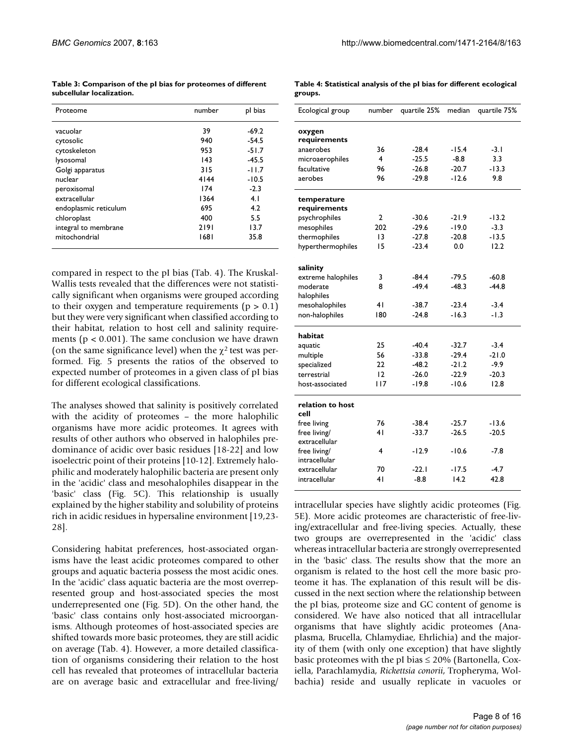**Table 3: Comparison of the pI bias for proteomes of different subcellular localization.**

| Proteome | number | pI bias |
| --- | --- | --- |
| vacuolar | 39 | -69.2 |
| cytosolic | 940 | -54.5 |
| cytoskeleton | 953 | -51.7 |
| lysosomal | 143 | -45.5 |
| Golgi apparatus | 315 | -11.7 |
| nuclear | 4144 | -10.5 |
| peroxisomal | 174 | -2.3 |
| extracellular | 1364 | 4.1 |
| endoplasmic reticulum | 695 | 4.2 |
| chloroplast | 400 | 5.5 |
| integral to membrane | 2191 | 13.7 |
| mitochondrial | 1681 | 35.8 |

compared in respect to the pI bias (Tab. 4). The Kruskal-Wallis tests revealed that the differences were not statistically significant when organisms were grouped according to their oxygen and temperature requirements ($p > 0.1$) but they were very significant when classified according to their habitat, relation to host cell and salinity requirements ($p < 0.001$). The same conclusion we have drawn (on the same significance level) when the $\chi^2$ test was performed. Fig. 5 presents the ratios of the observed to expected number of proteomes in a given class of pI bias for different ecological classifications.

The analyses showed that salinity is positively correlated with the acidity of proteomes – the more halophilic organisms have more acidic proteomes. It agrees with results of other authors who observed in halophiles predominance of acidic over basic residues [18-22] and low isoelectric point of their proteins [10-12]. Extremely halophilic and moderately halophilic bacteria are present only in the 'acidic' class and mesohalophiles disappear in the 'basic' class (Fig. 5C). This relationship is usually explained by the higher stability and solubility of proteins rich in acidic residues in hypersaline environment [19,23-28].

Considering habitat preferences, host-associated organisms have the least acidic proteomes compared to other groups and aquatic bacteria possess the most acidic ones. In the 'acidic' class aquatic bacteria are the most overrepresented group and host-associated species the most underrepresented one (Fig. 5D). On the other hand, the 'basic' class contains only host-associated microorganisms. Although proteomes of host-associated species are shifted towards more basic proteomes, they are still acidic on average (Tab. 4). However, a more detailed classification of organisms considering their relation to the host cell has revealed that proteomes of intracellular bacteria are on average basic and extracellular and free-living/

**Table 4: Statistical analysis of the pI bias for different ecological groups.**

| Ecological group | number | quartile 25% | median | quartile 75% |
| --- | --- | --- | --- | --- |
| **oxygen requirements** | | | | |
| anaerobes | 36 | -28.4 | -15.4 | -3.1 |
| microaerophiles | 4 | -25.5 | -8.8 | 3.3 |
| facultative | 96 | -26.8 | -20.7 | -13.3 |
| aerobes | 96 | -29.8 | -12.6 | 9.8 |
| **temperature requirements** | | | | |
| psychrophiles | 2 | -30.6 | -21.9 | -13.2 |
| mesophiles | 202 | -29.6 | -19.0 | -3.3 |
| thermophiles | 13 | -27.8 | -20.8 | -13.5 |
| hyperthermophiles | 15 | -23.4 | 0.0 | 12.2 |
| **salinity** | | | | |
| extreme halophiles | 3 | -84.4 | -79.5 | -60.8 |
| moderate halophiles | 8 | -49.4 | -48.3 | -44.8 |
| mesohalophiles | 41 | -38.7 | -23.4 | -3.4 |
| non-halophiles | 180 | -24.8 | -16.3 | -1.3 |
| **habitat** | | | | |
| aquatic | 25 | -40.4 | -32.7 | -3.4 |
| multiple | 56 | -33.8 | -29.4 | -21.0 |
| specialized | 22 | -48.2 | -21.2 | -9.9 |
| terrestrial | 12 | -26.0 | -22.9 | -20.3 |
| host-associated | 117 | -19.8 | -10.6 | 12.8 |
| **relation to host cell** | | | | |
| free living | 76 | -38.4 | -25.7 | -13.6 |
| free living/ extracellular | 41 | -33.7 | -26.5 | -20.5 |
| free living/ intracellular | 4 | -12.9 | -10.6 | -7.8 |
| extracellular | 70 | -22.1 | -17.5 | -4.7 |
| intracellular | 41 | -8.8 | 14.2 | 42.8 |

intracellular species have slightly acidic proteomes (Fig. 5E). More acidic proteomes are characteristic of free-living/extracellular and free-living species. Actually, these two groups are overrepresented in the 'acidic' class whereas intracellular bacteria are strongly overrepresented in the 'basic' class. The results show that the more an organism is related to the host cell the more basic proteome it has. The explanation of this result will be discussed in the next section where the relationship between the pI bias, proteome size and GC content of genome is considered. We have also noticed that all intracellular organisms that have slightly acidic proteomes (Anaplasma, Brucella, Chlamydiae, Ehrlichia) and the majority of them (with only one exception) that have slightly basic proteomes with the pI bias ≤ 20% (Bartonella, Coxiella, Parachlamydia, *Rickettsia conorii*, Tropheryma, Wolbachia) reside and usually replicate in vacuoles or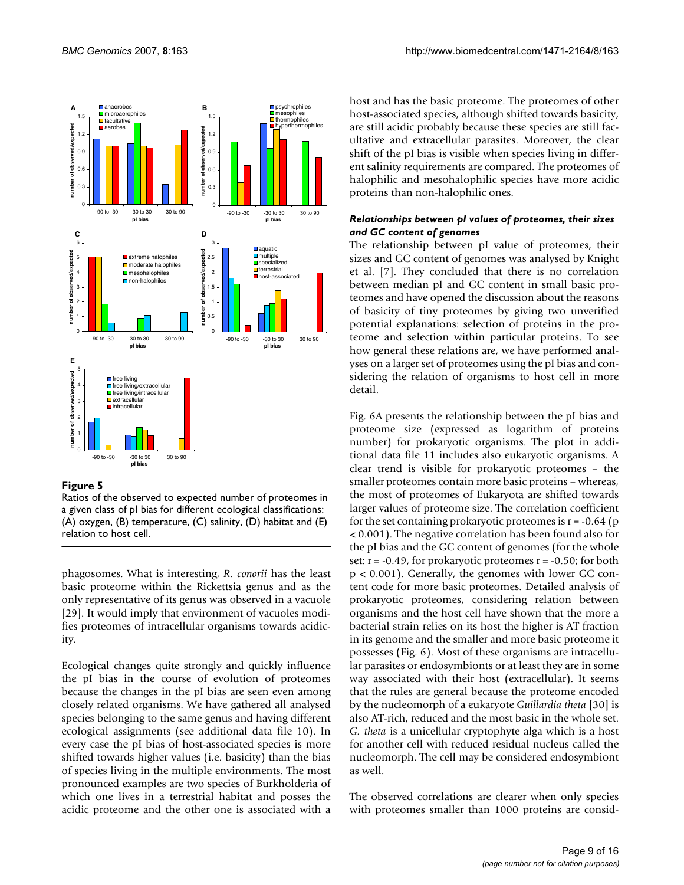**Figure 5**

Ratios of the observed to expected number of proteomes in a given class of pI bias for different ecological classifications: (A) oxygen, (B) temperature, (C) salinity, (D) habitat and (E) relation to host cell.

phagosomes. What is interesting, *R. conorii* has the least basic proteome within the Rickettsia genus and as the only representative of its genus was observed in a vacuole [29]. It would imply that environment of vacuoles modifies proteomes of intracellular organisms towards acidicity.

Ecological changes quite strongly and quickly influence the pI bias in the course of evolution of proteomes because the changes in the pI bias are seen even among closely related organisms. We have gathered all analysed species belonging to the same genus and having different ecological assignments (see additional data file 10). In every case the pI bias of host-associated species is more shifted towards higher values (i.e. basicity) than the bias of species living in the multiple environments. The most pronounced examples are two species of Burkholderia of which one lives in a terrestrial habitat and posses the acidic proteome and the other one is associated with a host and has the basic proteome. The proteomes of other host-associated species, although shifted towards basicity, are still acidic probably because these species are still facultative and extracellular parasites. Moreover, the clear shift of the pI bias is visible when species living in different salinity requirements are compared. The proteomes of halophilic and mesohalophilic species have more acidic proteins than non-halophilic ones.

### *Relationships between pI values of proteomes, their sizes and GC content of genomes*

The relationship between pI value of proteomes, their sizes and GC content of genomes was analysed by Knight et al. [7]. They concluded that there is no correlation between median pI and GC content in small basic proteomes and have opened the discussion about the reasons of basicity of tiny proteomes by giving two unverified potential explanations: selection of proteins in the proteome and selection within particular proteins. To see how general these relations are, we have performed analyses on a larger set of proteomes using the pI bias and considering the relation of organisms to host cell in more detail.

Fig. 6A presents the relationship between the pI bias and proteome size (expressed as logarithm of proteins number) for prokaryotic organisms. The plot in additional data file 11 includes also eukaryotic organisms. A clear trend is visible for prokaryotic proteomes – the smaller proteomes contain more basic proteins – whereas, the most of proteomes of Eukaryota are shifted towards larger values of proteome size. The correlation coefficient for the set containing prokaryotic proteomes is $r = -0.64$ ($p < 0.001$). The negative correlation has been found also for the pI bias and the GC content of genomes (for the whole set: $r = -0.49$, for prokaryotic proteomes $r = -0.50$; for both $p < 0.001$). Generally, the genomes with lower GC content code for more basic proteomes. Detailed analysis of prokaryotic proteomes, considering relation between organisms and the host cell have shown that the more a bacterial strain relies on its host the higher is AT fraction in its genome and the smaller and more basic proteome it possesses (Fig. 6). Most of these organisms are intracellular parasites or endosymbionts or at least they are in some way associated with their host (extracellular). It seems that the rules are general because the proteome encoded by the nucleomorph of a eukaryote *Guillardia theta* [30] is also AT-rich, reduced and the most basic in the whole set. *G. theta* is a unicellular cryptophyte alga which is a host for another cell with reduced residual nucleus called the nucleomorph. The cell may be considered endosymbiont as well.

The observed correlations are clearer when only species with proteomes smaller than 1000 proteins are consid-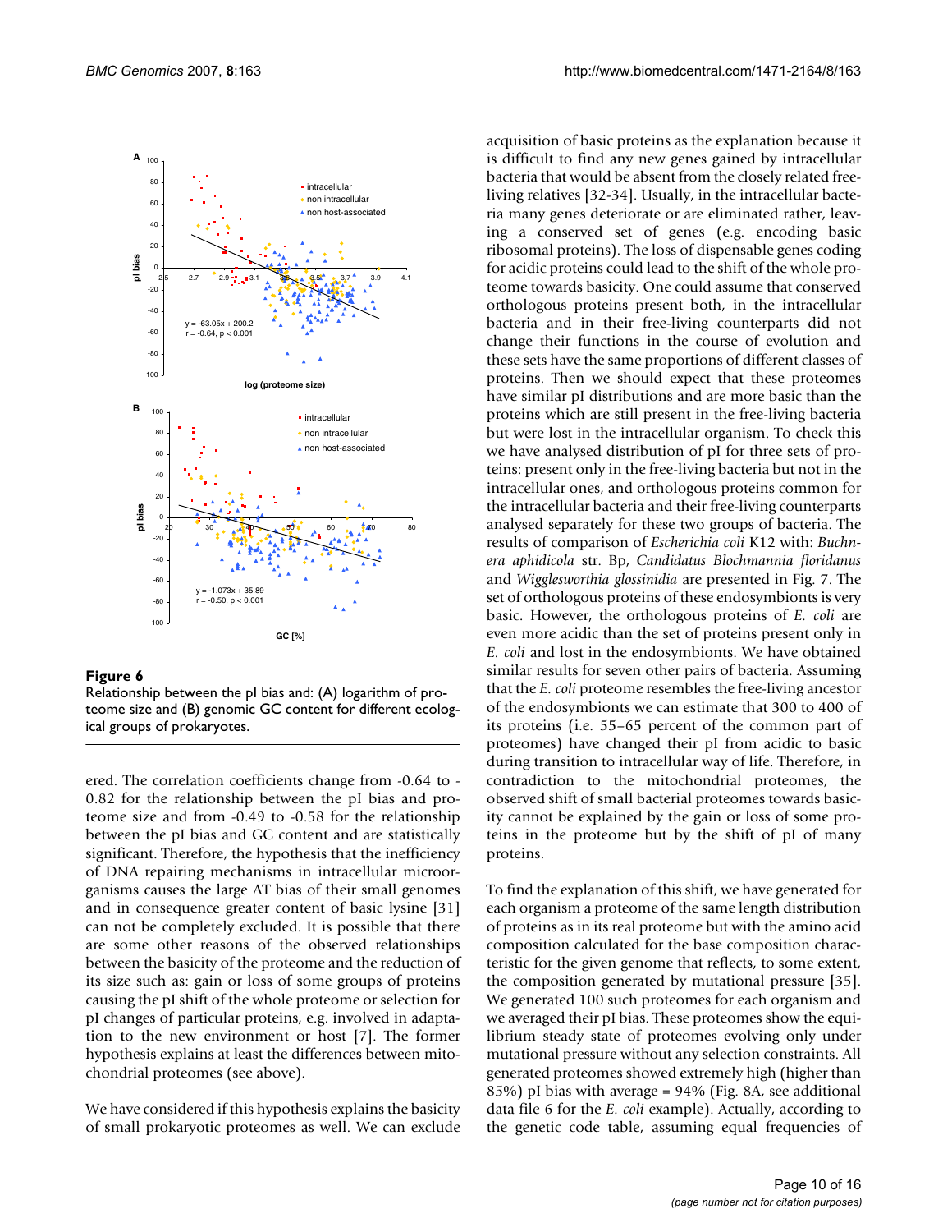A

100
80
60
40
20
0
-20
-40
-60
-80
-100

pI bias

2.5 2.7 2.9 3.1 3.3 3.5 3.7 3.9 4.1

log (proteome size)

intracellular
non intracellular
non host-associated

y = -63.05x + 200.2
r = -0.64, p < 0.001

B

100
80
60
40
20
0
-20
-40
-60
-80
-100

pI bias

20 30 40 50 60 70 80

GC [%]

intracellular
non intracellular
non host-associated

y = -1.073x + 35.89
r = -0.50, p < 0.001

**Figure 6**
Relationship between the pI bias and: (A) logarithm of proteome size and (B) genomic GC content for different ecological groups of prokaryotes.

ered. The correlation coefficients change from -0.64 to -0.82 for the relationship between the pI bias and proteome size and from -0.49 to -0.58 for the relationship between the pI bias and GC content and are statistically significant. Therefore, the hypothesis that the inefficiency of DNA repairing mechanisms in intracellular microorganisms causes the large AT bias of their small genomes and in consequence greater content of basic lysine [31] can not be completely excluded. It is possible that there are some other reasons of the observed relationships between the basicity of the proteome and the reduction of its size such as: gain or loss of some groups of proteins causing the pI shift of the whole proteome or selection for pI changes of particular proteins, e.g. involved in adaptation to the new environment or host [7]. The former hypothesis explains at least the differences between mitochondrial proteomes (see above).

We have considered if this hypothesis explains the basicity of small prokaryotic proteomes as well. We can exclude acquisition of basic proteins as the explanation because it is difficult to find any new genes gained by intracellular bacteria that would be absent from the closely related free-living relatives [32-34]. Usually, in the intracellular bacteria many genes deteriorate or are eliminated rather, leaving a conserved set of genes (e.g. encoding basic ribosomal proteins). The loss of dispensable genes coding for acidic proteins could lead to the shift of the whole proteome towards basicity. One could assume that conserved orthologous proteins present both, in the intracellular bacteria and in their free-living counterparts did not change their functions in the course of evolution and these sets have the same proportions of different classes of proteins. Then we should expect that these proteomes have similar pI distributions and are more basic than the proteins which are still present in the free-living bacteria but were lost in the intracellular organism. To check this we have analysed distribution of pI for three sets of proteins: present only in the free-living bacteria but not in the intracellular ones, and orthologous proteins common for the intracellular bacteria and their free-living counterparts analysed separately for these two groups of bacteria. The results of comparison of *Escherichia coli* K12 with: *Buchnera aphidicola* str. Bp, *Candidatus Blochmannia floridanus* and *Wigglesworthia glossinidia* are presented in Fig. 7. The set of orthologous proteins of these endosymbionts is very basic. However, the orthologous proteins of *E. coli* are even more acidic than the set of proteins present only in *E. coli* and lost in the endosymbionts. We have obtained similar results for seven other pairs of bacteria. Assuming that the *E. coli* proteome resembles the free-living ancestor of the endosymbionts we can estimate that 300 to 400 of its proteins (i.e. 55–65 percent of the common part of proteomes) have changed their pI from acidic to basic during transition to intracellular way of life. Therefore, in contradiction to the mitochondrial proteomes, the observed shift of small bacterial proteomes towards basicity cannot be explained by the gain or loss of some proteins in the proteome but by the shift of pI of many proteins.

To find the explanation of this shift, we have generated for each organism a proteome of the same length distribution of proteins as in its real proteome but with the amino acid composition calculated for the base composition characteristic for the given genome that reflects, to some extent, the composition generated by mutational pressure [35]. We generated 100 such proteomes for each organism and we averaged their pI bias. These proteomes show the equilibrium steady state of proteomes evolving only under mutational pressure without any selection constraints. All generated proteomes showed extremely high (higher than 85%) pI bias with average = 94% (Fig. 8A, see additional data file 6 for the *E. coli* example). Actually, according to the genetic code table, assuming equal frequencies of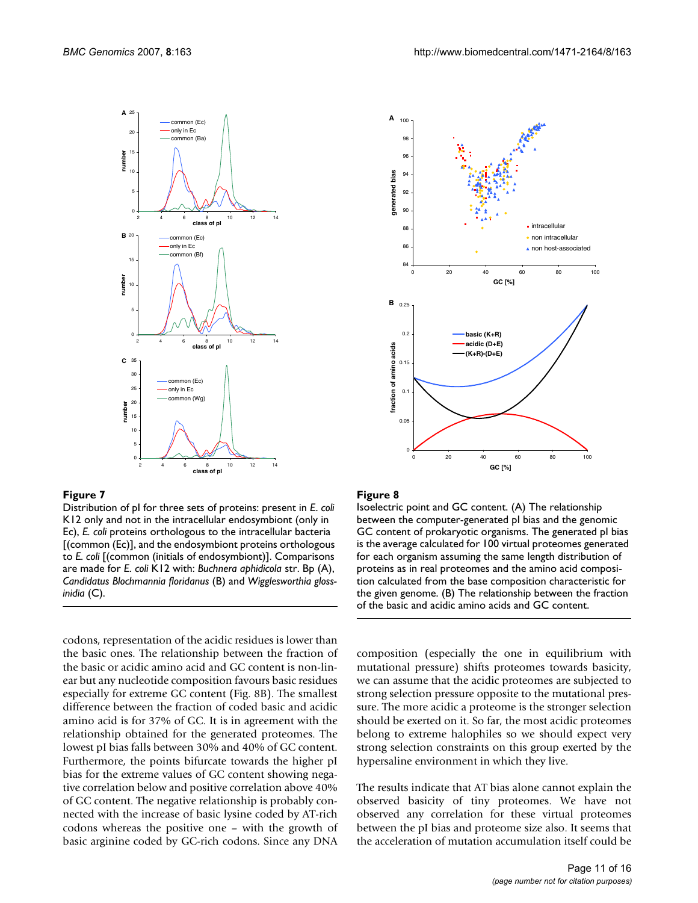**Figure 7**

Distribution of pI for three sets of proteins: present in *E. coli* K12 only and not in the intracellular endosymbiont (only in Ec), *E. coli* proteins orthologous to the intracellular bacteria [(common (Ec)], and the endosymbiont proteins orthologous to *E. coli* [(common (initials of endosymbiont)]. Comparisons are made for *E. coli* K12 with: *Buchnera aphidicola* str. Bp (A), *Candidatus Blochmannia floridanus* (B) and *Wigglesworthia glossinidia* (C).

**Figure 8**

Isoelectric point and GC content. (A) The relationship between the computer-generated pI bias and the genomic GC content of prokaryotic organisms. The generated pI bias is the average calculated for 100 virtual proteomes generated for each organism assuming the same length distribution of proteins as in real proteomes and the amino acid composition calculated from the base composition characteristic for the given genome. (B) The relationship between the fraction of the basic and acidic amino acids and GC content.

codons, representation of the acidic residues is lower than the basic ones. The relationship between the fraction of the basic or acidic amino acid and GC content is non-linear but any nucleotide composition favours basic residues especially for extreme GC content (Fig. 8B). The smallest difference between the fraction of coded basic and acidic amino acid is for 37% of GC. It is in agreement with the relationship obtained for the generated proteomes. The lowest pI bias falls between 30% and 40% of GC content. Furthermore, the points bifurcate towards the higher pI bias for the extreme values of GC content showing negative correlation below and positive correlation above 40% of GC content. The negative relationship is probably connected with the increase of basic lysine coded by AT-rich codons whereas the positive one – with the growth of basic arginine coded by GC-rich codons. Since any DNA composition (especially the one in equilibrium with mutational pressure) shifts proteomes towards basicity, we can assume that the acidic proteomes are subjected to strong selection pressure opposite to the mutational pressure. The more acidic a proteome is the stronger selection should be exerted on it. So far, the most acidic proteomes belong to extreme halophiles so we should expect very strong selection constraints on this group exerted by the hypersaline environment in which they live.

The results indicate that AT bias alone cannot explain the observed basicity of tiny proteomes. We have not observed any correlation for these virtual proteomes between the pI bias and proteome size also. It seems that the acceleration of mutation accumulation itself could be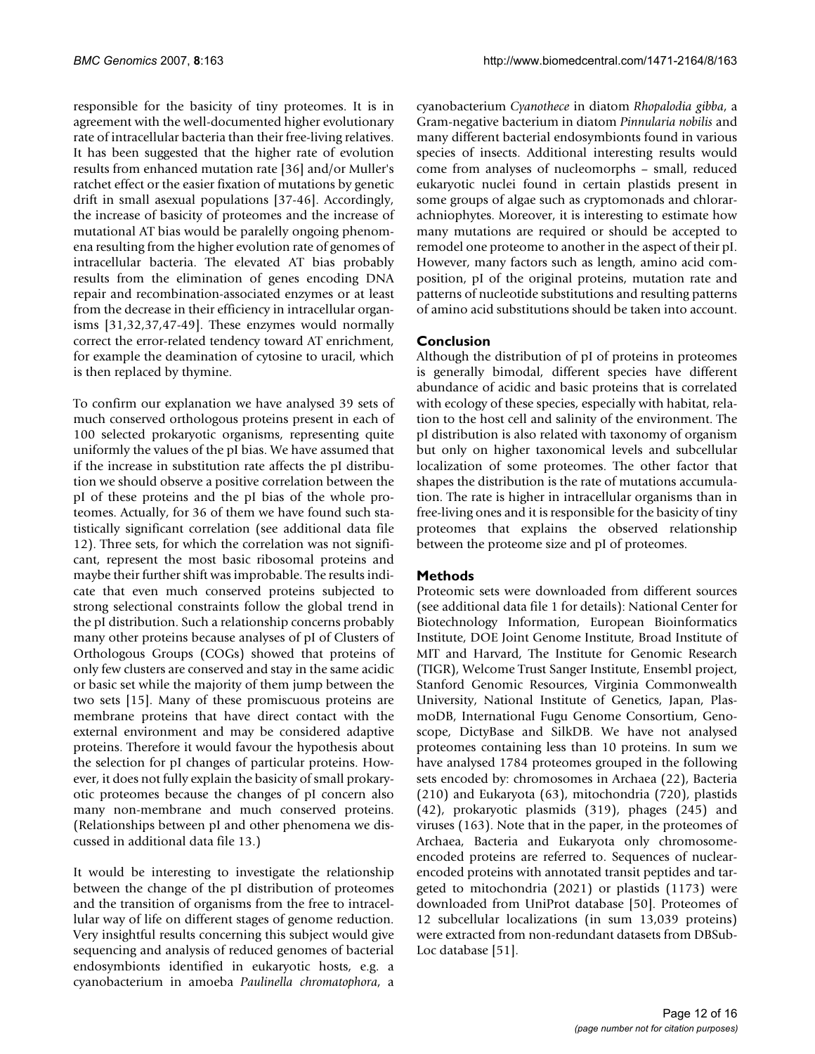responsible for the basicity of tiny proteomes. It is in agreement with the well-documented higher evolutionary rate of intracellular bacteria than their free-living relatives. It has been suggested that the higher rate of evolution results from enhanced mutation rate [36] and/or Muller's ratchet effect or the easier fixation of mutations by genetic drift in small asexual populations [37-46]. Accordingly, the increase of basicity of proteomes and the increase of mutational AT bias would be paralelly ongoing phenomena resulting from the higher evolution rate of genomes of intracellular bacteria. The elevated AT bias probably results from the elimination of genes encoding DNA repair and recombination-associated enzymes or at least from the decrease in their efficiency in intracellular organisms [31,32,37,47-49]. These enzymes would normally correct the error-related tendency toward AT enrichment, for example the deamination of cytosine to uracil, which is then replaced by thymine.

To confirm our explanation we have analysed 39 sets of much conserved orthologous proteins present in each of 100 selected prokaryotic organisms, representing quite uniformly the values of the pI bias. We have assumed that if the increase in substitution rate affects the pI distribution we should observe a positive correlation between the pI of these proteins and the pI bias of the whole proteomes. Actually, for 36 of them we have found such statistically significant correlation (see additional data file 12). Three sets, for which the correlation was not significant, represent the most basic ribosomal proteins and maybe their further shift was improbable. The results indicate that even much conserved proteins subjected to strong selectional constraints follow the global trend in the pI distribution. Such a relationship concerns probably many other proteins because analyses of pI of Clusters of Orthologous Groups (COGs) showed that proteins of only few clusters are conserved and stay in the same acidic or basic set while the majority of them jump between the two sets [15]. Many of these promiscuous proteins are membrane proteins that have direct contact with the external environment and may be considered adaptive proteins. Therefore it would favour the hypothesis about the selection for pI changes of particular proteins. However, it does not fully explain the basicity of small prokaryotic proteomes because the changes of pI concern also many non-membrane and much conserved proteins. (Relationships between pI and other phenomena we discussed in additional data file 13.)

It would be interesting to investigate the relationship between the change of the pI distribution of proteomes and the transition of organisms from the free to intracellular way of life on different stages of genome reduction. Very insightful results concerning this subject would give sequencing and analysis of reduced genomes of bacterial endosymbionts identified in eukaryotic hosts, e.g. a cyanobacterium in amoeba *Paulinella chromatophora*, a cyanobacterium *Cyanothece* in diatom *Rhopalodia gibba*, a Gram-negative bacterium in diatom *Pinnularia nobilis* and many different bacterial endosymbionts found in various species of insects. Additional interesting results would come from analyses of nucleomorphs – small, reduced eukaryotic nuclei found in certain plastids present in some groups of algae such as cryptomonads and chlorarachniophytes. Moreover, it is interesting to estimate how many mutations are required or should be accepted to remodel one proteome to another in the aspect of their pI. However, many factors such as length, amino acid composition, pI of the original proteins, mutation rate and patterns of nucleotide substitutions and resulting patterns of amino acid substitutions should be taken into account.

## Conclusion

Although the distribution of pI of proteins in proteomes is generally bimodal, different species have different abundance of acidic and basic proteins that is correlated with ecology of these species, especially with habitat, relation to the host cell and salinity of the environment. The pI distribution is also related with taxonomy of organism but only on higher taxonomical levels and subcellular localization of some proteomes. The other factor that shapes the distribution is the rate of mutations accumulation. The rate is higher in intracellular organisms than in free-living ones and it is responsible for the basicity of tiny proteomes that explains the observed relationship between the proteome size and pI of proteomes.

## Methods

Proteomic sets were downloaded from different sources (see additional data file 1 for details): National Center for Biotechnology Information, European Bioinformatics Institute, DOE Joint Genome Institute, Broad Institute of MIT and Harvard, The Institute for Genomic Research (TIGR), Welcome Trust Sanger Institute, Ensembl project, Stanford Genomic Resources, Virginia Commonwealth University, National Institute of Genetics, Japan, PlasmoDB, International Fugu Genome Consortium, Genoscope, DictyBase and SilkDB. We have not analysed proteomes containing less than 10 proteins. In sum we have analysed 1784 proteomes grouped in the following sets encoded by: chromosomes in Archaea (22), Bacteria (210) and Eukaryota (63), mitochondria (720), plastids (42), prokaryotic plasmids (319), phages (245) and viruses (163). Note that in the paper, in the proteomes of Archaea, Bacteria and Eukaryota only chromosome-encoded proteins are referred to. Sequences of nuclear-encoded proteins with annotated transit peptides and targeted to mitochondria (2021) or plastids (1173) were downloaded from UniProt database [50]. Proteomes of 12 subcellular localizations (in sum 13,039 proteins) were extracted from non-redundant datasets from DBSubLoc database [51].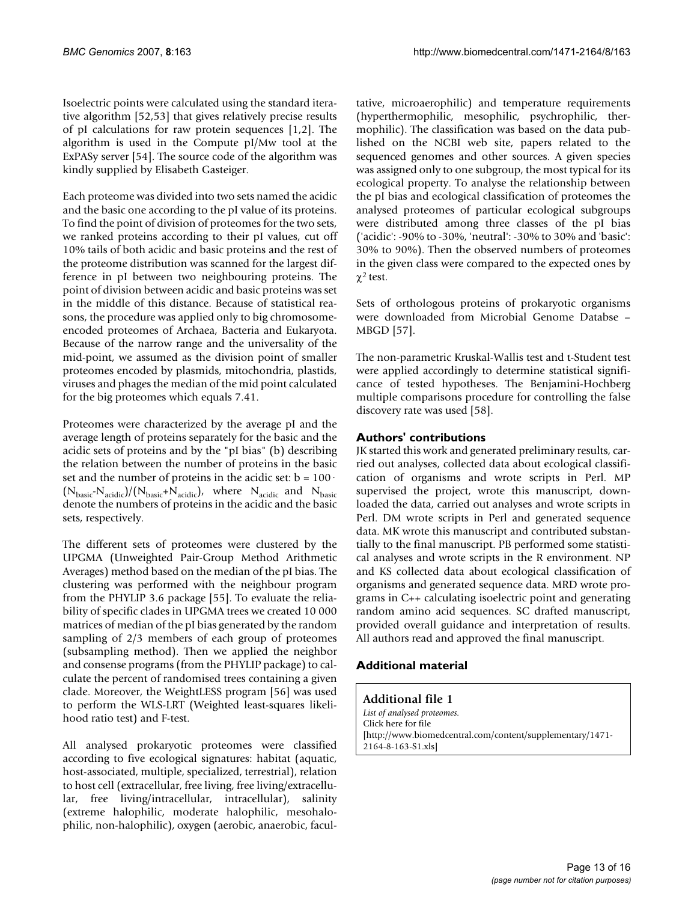Isoelectric points were calculated using the standard iterative algorithm [52,53] that gives relatively precise results of pI calculations for raw protein sequences [1,2]. The algorithm is used in the Compute pI/Mw tool at the ExPASy server [54]. The source code of the algorithm was kindly supplied by Elisabeth Gasteiger.

Each proteome was divided into two sets named the acidic and the basic one according to the pI value of its proteins. To find the point of division of proteomes for the two sets, we ranked proteins according to their pI values, cut off 10% tails of both acidic and basic proteins and the rest of the proteome distribution was scanned for the largest difference in pI between two neighbouring proteins. The point of division between acidic and basic proteins was set in the middle of this distance. Because of statistical reasons, the procedure was applied only to big chromosome-encoded proteomes of Archaea, Bacteria and Eukaryota. Because of the narrow range and the universality of the mid-point, we assumed as the division point of smaller proteomes encoded by plasmids, mitochondria, plastids, viruses and phages the median of the mid point calculated for the big proteomes which equals 7.41.

Proteomes were characterized by the average pI and the average length of proteins separately for the basic and the acidic sets of proteins and by the "pI bias" (b) describing the relation between the number of proteins in the basic set and the number of proteins in the acidic set: $b = 100 \cdot (N_{basic}-N_{acidic})/(N_{basic}+N_{acidic})$, where $N_{acidic}$ and $N_{basic}$ denote the numbers of proteins in the acidic and the basic sets, respectively.

The different sets of proteomes were clustered by the UPGMA (Unweighted Pair-Group Method Arithmetic Averages) method based on the median of the pI bias. The clustering was performed with the neighbour program from the PHYLIP 3.6 package [55]. To evaluate the reliability of specific clades in UPGMA trees we created 10 000 matrices of median of the pI bias generated by the random sampling of 2/3 members of each group of proteomes (subsampling method). Then we applied the neighbor and consense programs (from the PHYLIP package) to calculate the percent of randomised trees containing a given clade. Moreover, the WeightLESS program [56] was used to perform the WLS-LRT (Weighted least-squares likelihood ratio test) and F-test.

All analysed prokaryotic proteomes were classified according to five ecological signatures: habitat (aquatic, host-associated, multiple, specialized, terrestrial), relation to host cell (extracellular, free living, free living/extracellular, free living/intracellular, intracellular), salinity (extreme halophilic, moderate halophilic, mesohalophilic, non-halophilic), oxygen (aerobic, anaerobic, facultative, microaerophilic) and temperature requirements (hyperthermophilic, mesophilic, psychrophilic, thermophilic). The classification was based on the data published on the NCBI web site, papers related to the sequenced genomes and other sources. A given species was assigned only to one subgroup, the most typical for its ecological property. To analyse the relationship between the pI bias and ecological classification of proteomes the analysed proteomes of particular ecological subgroups were distributed among three classes of the pI bias ('acidic': -90% to -30%, 'neutral': -30% to 30% and 'basic': 30% to 90%). Then the observed numbers of proteomes in the given class were compared to the expected ones by $\chi^2$ test.

Sets of orthologous proteins of prokaryotic organisms were downloaded from Microbial Genome Databse – MBGD [57].

The non-parametric Kruskal-Wallis test and t-Student test were applied accordingly to determine statistical significance of tested hypotheses. The Benjamini-Hochberg multiple comparisons procedure for controlling the false discovery rate was used [58].

## Authors' contributions

JK started this work and generated preliminary results, carried out analyses, collected data about ecological classification of organisms and wrote scripts in Perl. MP supervised the project, wrote this manuscript, downloaded the data, carried out analyses and wrote scripts in Perl. DM wrote scripts in Perl and generated sequence data. MK wrote this manuscript and contributed substantially to the final manuscript. PB performed some statistical analyses and wrote scripts in the R environment. NP and KS collected data about ecological classification of organisms and generated sequence data. MRD wrote programs in C++ calculating isoelectric point and generating random amino acid sequences. SC drafted manuscript, provided overall guidance and interpretation of results. All authors read and approved the final manuscript.

## Additional material

**Additional file 1**
*List of analysed proteomes.*
Click here for file
[http://www.biomedcentral.com/content/supplementary/1471-2164-8-163-S1.xls]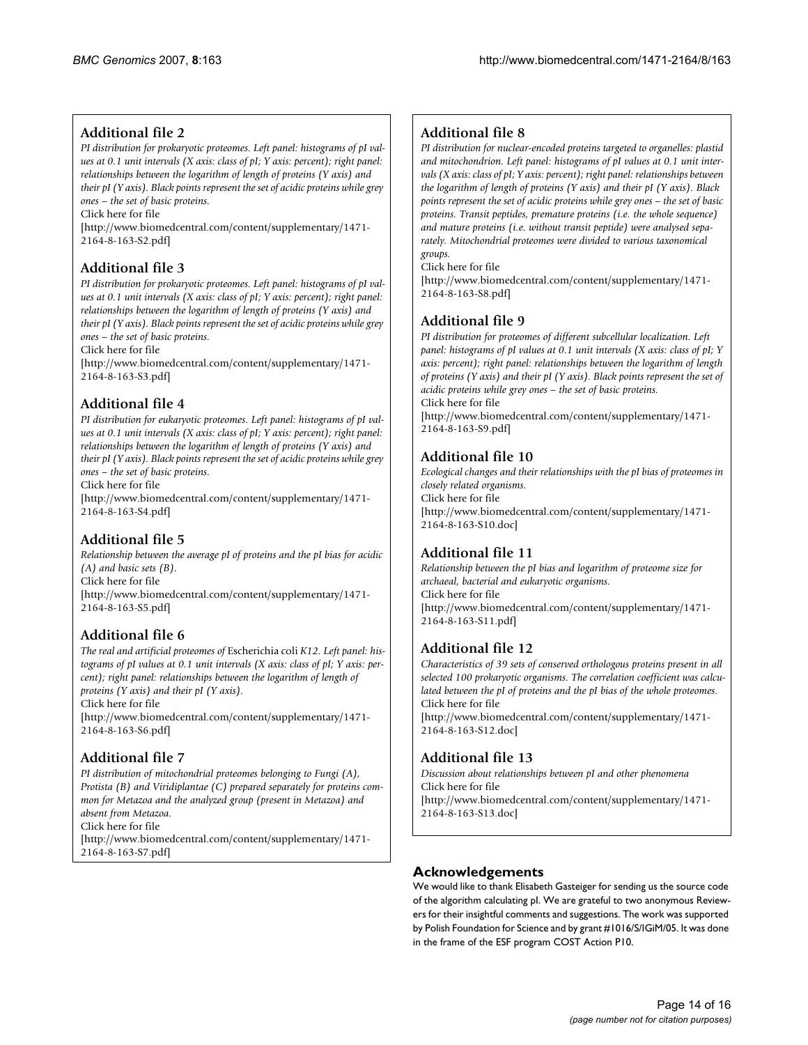## Additional file 2

*PI distribution for prokaryotic proteomes. Left panel: histograms of pI values at 0.1 unit intervals (X axis: class of pI; Y axis: percent); right panel: relationships between the logarithm of length of proteins (Y axis) and their pI (Y axis). Black points represent the set of acidic proteins while grey ones – the set of basic proteins.*

Click here for file

[http://www.biomedcentral.com/content/supplementary/1471-2164-8-163-S2.pdf]

## Additional file 3

*PI distribution for prokaryotic proteomes. Left panel: histograms of pI values at 0.1 unit intervals (X axis: class of pI; Y axis: percent); right panel: relationships between the logarithm of length of proteins (Y axis) and their pI (Y axis). Black points represent the set of acidic proteins while grey ones – the set of basic proteins.*

Click here for file

[http://www.biomedcentral.com/content/supplementary/1471-2164-8-163-S3.pdf]

## Additional file 4

*PI distribution for eukaryotic proteomes. Left panel: histograms of pI values at 0.1 unit intervals (X axis: class of pI; Y axis: percent); right panel: relationships between the logarithm of length of proteins (Y axis) and their pI (Y axis). Black points represent the set of acidic proteins while grey ones – the set of basic proteins.*

Click here for file

[http://www.biomedcentral.com/content/supplementary/1471-2164-8-163-S4.pdf]

## Additional file 5

*Relationship between the average pI of proteins and the pI bias for acidic (A) and basic sets (B).*

Click here for file

[http://www.biomedcentral.com/content/supplementary/1471-2164-8-163-S5.pdf]

## Additional file 6

*The real and artificial proteomes of* Escherichia coli *K12. Left panel: histograms of pI values at 0.1 unit intervals (X axis: class of pI; Y axis: percent); right panel: relationships between the logarithm of length of proteins (Y axis) and their pI (Y axis).*

Click here for file

[http://www.biomedcentral.com/content/supplementary/1471-2164-8-163-S6.pdf]

## Additional file 7

*PI distribution of mitochondrial proteomes belonging to Fungi (A), Protista (B) and Viridiplantae (C) prepared separately for proteins common for Metazoa and the analyzed group (present in Metazoa) and absent from Metazoa.*

Click here for file

[http://www.biomedcentral.com/content/supplementary/1471-2164-8-163-S7.pdf]

## Additional file 8

*PI distribution for nuclear-encoded proteins targeted to organelles: plastid and mitochondrion. Left panel: histograms of pI values at 0.1 unit intervals (X axis: class of pI; Y axis: percent); right panel: relationships between the logarithm of length of proteins (Y axis) and their pI (Y axis). Black points represent the set of acidic proteins while grey ones – the set of basic proteins. Transit peptides, premature proteins (i.e. the whole sequence) and mature proteins (i.e. without transit peptide) were analysed separately. Mitochondrial proteomes were divided to various taxonomical groups.*

Click here for file

[http://www.biomedcentral.com/content/supplementary/1471-2164-8-163-S8.pdf]

## Additional file 9

*PI distribution for proteomes of different subcellular localization. Left panel: histograms of pI values at 0.1 unit intervals (X axis: class of pI; Y axis: percent); right panel: relationships between the logarithm of length of proteins (Y axis) and their pI (Y axis). Black points represent the set of acidic proteins while grey ones – the set of basic proteins.*

Click here for file

[http://www.biomedcentral.com/content/supplementary/1471-2164-8-163-S9.pdf]

## Additional file 10

*Ecological changes and their relationships with the pI bias of proteomes in closely related organisms.*

Click here for file

[http://www.biomedcentral.com/content/supplementary/1471-2164-8-163-S10.doc]

## Additional file 11

*Relationship between the pI bias and logarithm of proteome size for archaeal, bacterial and eukaryotic organisms.*

Click here for file

[http://www.biomedcentral.com/content/supplementary/1471-2164-8-163-S11.pdf]

## Additional file 12

*Characteristics of 39 sets of conserved orthologous proteins present in all selected 100 prokaryotic organisms. The correlation coefficient was calculated between the pI of proteins and the pI bias of the whole proteomes.*

Click here for file

[http://www.biomedcentral.com/content/supplementary/1471-2164-8-163-S12.doc]

## Additional file 13

*Discussion about relationships between pI and other phenomena*

Click here for file

[http://www.biomedcentral.com/content/supplementary/1471-2164-8-163-S13.doc]

## Acknowledgements

We would like to thank Elisabeth Gasteiger for sending us the source code of the algorithm calculating pI. We are grateful to two anonymous Reviewers for their insightful comments and suggestions. The work was supported by Polish Foundation for Science and by grant #1016/S/IGiM/05. It was done in the frame of the ESF program COST Action P10.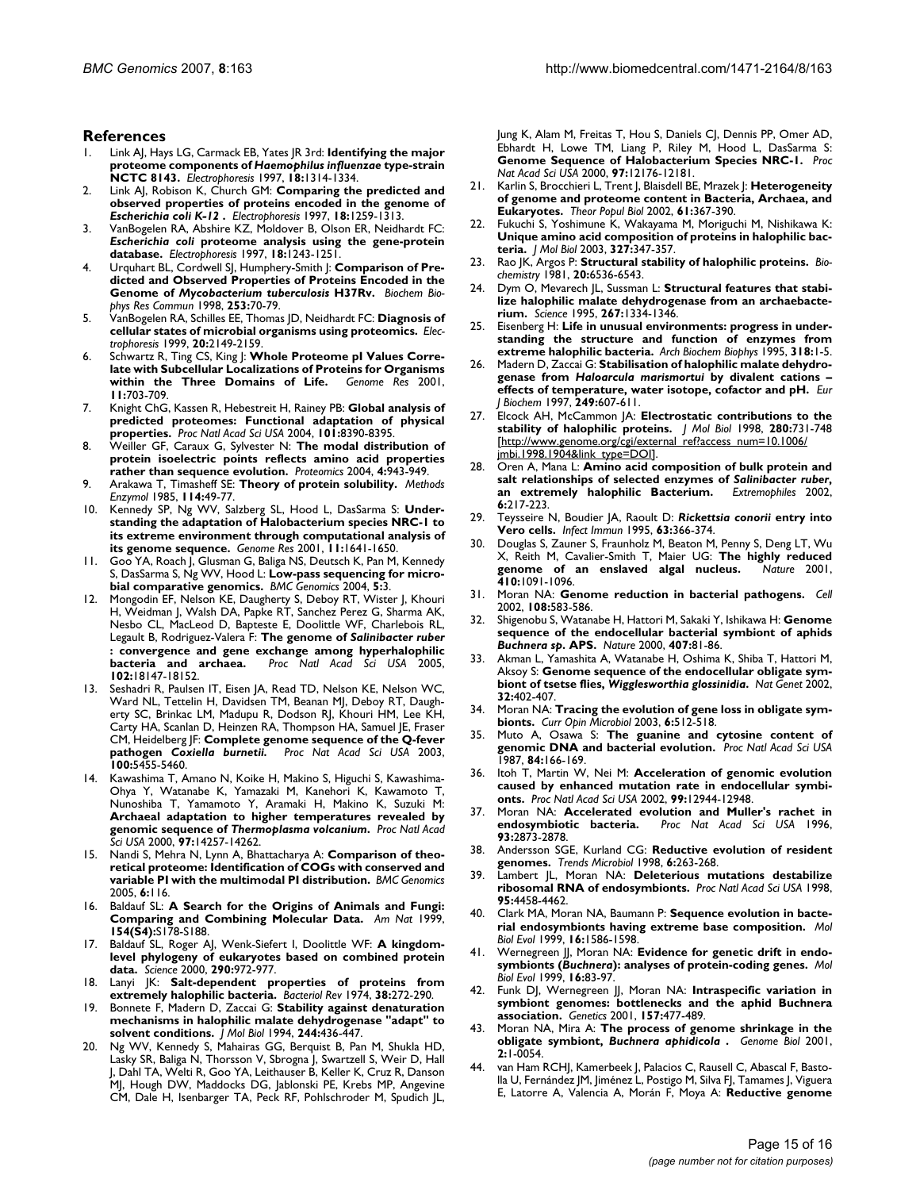## References

1. Link AJ, Hays LG, Carmack EB, Yates JR 3rd: **Identifying the major proteome components of *Haemophilus influenzae* type-strain NCTC 8143.** *Electrophoresis* 1997, **18:**1314-1334.
2. Link AJ, Robison K, Church GM: **Comparing the predicted and observed properties of proteins encoded in the genome of *Escherichia coli K-12* .** *Electrophoresis* 1997, **18:**1259-1313.
3. VanBogelen RA, Abshire KZ, Moldover B, Olson ER, Neidhardt FC: ***Escherichia coli* proteome analysis using the gene-protein database.** *Electrophoresis* 1997, **18:**1243-1251.
4. Urquhart BL, Cordwell SJ, Humphery-Smith J: **Comparison of Predicted and Observed Properties of Proteins Encoded in the Genome of *Mycobacterium tuberculosis* H37Rv.** *Biochem Biophys Res Commun* 1998, **253:**70-79.
5. VanBogelen RA, Schilles EE, Thomas JD, Neidhardt FC: **Diagnosis of cellular states of microbial organisms using proteomics.** *Electrophoresis* 1999, **20:**2149-2159.
6. Schwartz R, Ting CS, King J: **Whole Proteome pI Values Correlate with Subcellular Localizations of Proteins for Organisms within the Three Domains of Life.** *Genome Res* 2001, **11:**703-709.
7. Knight ChG, Kassen R, Hebestreit H, Rainey PB: **Global analysis of predicted proteomes: Functional adaptation of physical properties.** *Proc Natl Acad Sci USA* 2004, **101:**8390-8395.
8. Weiller GF, Caraux G, Sylvester N: **The modal distribution of protein isoelectric points reflects amino acid properties rather than sequence evolution.** *Proteomics* 2004, **4:**943-949.
9. Arakawa T, Timasheff SE: **Theory of protein solubility.** *Methods Enzymol* 1985, **114:**49-77.
10. Kennedy SP, Ng WV, Salzberg SL, Hood L, DasSarma S: **Understanding the adaptation of Halobacterium species NRC-1 to its extreme environment through computational analysis of its genome sequence.** *Genome Res* 2001, **11:**1641-1650.
11. Goo YA, Roach J, Glusman G, Baliga NS, Deutsch K, Pan M, Kennedy S, DasSarma S, Ng WV, Hood L: **Low-pass sequencing for microbial comparative genomics.** *BMC Genomics* 2004, **5:**3.
12. Mongodin EF, Nelson KE, Daugherty S, Deboy RT, Wister J, Khouri H, Weidman J, Walsh DA, Papke RT, Sanchez Perez G, Sharma AK, Nesbo CL, MacLeod D, Bapteste E, Doolittle WF, Charlebois RL, Legault B, Rodriguez-Valera F: **The genome of *Salinibacter ruber* : convergence and gene exchange among hyperhalophilic bacteria and archaea.** *Proc Natl Acad Sci USA* 2005, **102:**18147-18152.
13. Seshadri R, Paulsen IT, Eisen JA, Read TD, Nelson KE, Nelson WC, Ward NL, Tettelin H, Davidsen TM, Beanan MJ, Deboy RT, Daugherty SC, Brinkac LM, Madupu R, Dodson RJ, Khouri HM, Lee KH, Carty HA, Scanlan D, Heinzen RA, Thompson HA, Samuel JE, Fraser CM, Heidelberg JF: **Complete genome sequence of the Q-fever pathogen *Coxiella burnetii.*** *Proc Nat Acad Sci USA* 2003, **100:**5455-5460.
14. Kawashima T, Amano N, Koike H, Makino S, Higuchi S, Kawashima-Ohya Y, Watanabe K, Yamazaki M, Kanehori K, Kawamoto T, Nunoshiba T, Yamamoto Y, Aramaki H, Makino K, Suzuki M: **Archaeal adaptation to higher temperatures revealed by genomic sequence of *Thermoplasma volcanium*.** *Proc Natl Acad Sci USA* 2000, **97:**14257-14262.
15. Nandi S, Mehra N, Lynn A, Bhattacharya A: **Comparison of theoretical proteome: Identification of COGs with conserved and variable PI with the multimodal PI distribution.** *BMC Genomics* 2005, **6:**116.
16. Baldauf SL: **A Search for the Origins of Animals and Fungi: Comparing and Combining Molecular Data.** *Am Nat* 1999, **154(S4):**S178-S188.
17. Baldauf SL, Roger AJ, Wenk-Siefert I, Doolittle WF: **A kingdom-level phylogeny of eukaryotes based on combined protein data.** *Science* 2000, **290:**972-977.
18. Lanyi JK: **Salt-dependent properties of proteins from extremely halophilic bacteria.** *Bacteriol Rev* 1974, **38:**272-290.
19. Bonnete F, Madern D, Zaccai G: **Stability against denaturation mechanisms in halophilic malate dehydrogenase "adapt" to solvent conditions.** *J Mol Biol* 1994, **244:**436-447.
20. Ng WV, Kennedy S, Mahairas GG, Berquist B, Pan M, Shukla HD, Lasky SR, Baliga N, Thorsson V, Sbrogna J, Swartzell S, Weir D, Hall J, Dahl TA, Welti R, Goo YA, Leithauser B, Keller K, Cruz R, Danson MJ, Hough DW, Maddocks DG, Jablonski PE, Krebs MP, Angevine CM, Dale H, Isenbarger TA, Peck RF, Pohlschroder M, Spudich JL, Jung K, Alam M, Freitas T, Hou S, Daniels CJ, Dennis PP, Omer AD, Ebhardt H, Lowe TM, Liang P, Riley M, Hood L, DasSarma S: **Genome Sequence of Halobacterium Species NRC-1.** *Proc Nat Acad Sci USA* 2000, **97:**12176-12181.
21. Karlin S, Brocchieri L, Trent J, Blaisdell BE, Mrazek J: **Heterogeneity of genome and proteome content in Bacteria, Archaea, and Eukaryotes.** *Theor Popul Biol* 2002, **61:**367-390.
22. Fukuchi S, Yoshimune K, Wakayama M, Moriguchi M, Nishikawa K: **Unique amino acid composition of proteins in halophilic bacteria.** *J Mol Biol* 2003, **327:**347-357.
23. Rao JK, Argos P: **Structural stability of halophilic proteins.** *Biochemistry* 1981, **20:**6536-6543.
24. Dym O, Mevarech JL, Sussman L: **Structural features that stabilize halophilic malate dehydrogenase from an archaebacterium.** *Science* 1995, **267:**1334-1346.
25. Eisenberg H: **Life in unusual environments: progress in understanding the structure and function of enzymes from extreme halophilic bacteria.** *Arch Biochem Biophys* 1995, **318:**1-5.
26. Madern D, Zaccai G: **Stabilisation of halophilic malate dehydrogenase from *Haloarcula marismortui* by divalent cations – effects of temperature, water isotope, cofactor and pH.** *Eur J Biochem* 1997, **249:**607-611.
27. Elcock AH, McCammon JA: **Electrostatic contributions to the stability of halophilic proteins.** *J Mol Biol* 1998, **280:**731-748 [http://www.genome.org/cgi/external_ref?access_num=10.1006/jmbi.1998.1904&link_type=DOI].
28. Oren A, Mana L: **Amino acid composition of bulk protein and salt relationships of selected enzymes of *Salinibacter ruber*, an extremely halophilic Bacterium.** *Extremophiles* 2002, **6:**217-223.
29. Teysseire N, Boudier JA, Raoult D: ***Rickettsia conorii* entry into Vero cells.** *Infect Immun* 1995, **63:**366-374.
30. Douglas S, Zauner S, Fraunholz M, Beaton M, Penny S, Deng LT, Wu X, Reith M, Cavalier-Smith T, Maier UG: **The highly reduced genome of an enslaved algal nucleus.** *Nature* 2001, **410:**1091-1096.
31. Moran NA: **Genome reduction in bacterial pathogens.** *Cell* 2002, **108:**583-586.
32. Shigenobu S, Watanabe H, Hattori M, Sakaki Y, Ishikawa H: **Genome sequence of the endocellular bacterial symbiont of aphids *Buchnera sp*. APS.** *Nature* 2000, **407:**81-86.
33. Akman L, Yamashita A, Watanabe H, Oshima K, Shiba T, Hattori M, Aksoy S: **Genome sequence of the endocellular obligate symbiont of tsetse flies, *Wigglesworthia glossinidia*.** *Nat Genet* 2002, **32:**402-407.
34. Moran NA: **Tracing the evolution of gene loss in obligate symbionts.** *Curr Opin Microbiol* 2003, **6:**512-518.
35. Muto A, Osawa S: **The guanine and cytosine content of genomic DNA and bacterial evolution.** *Proc Natl Acad Sci USA* 1987, **84:**166-169.
36. Itoh T, Martin W, Nei M: **Acceleration of genomic evolution caused by enhanced mutation rate in endocellular symbionts.** *Proc Natl Acad Sci USA* 2002, **99:**12944-12948.
37. Moran NA: **Accelerated evolution and Muller's rachet in endosymbiotic bacteria.** *Proc Nat Acad Sci USA* 1996, **93:**2873-2878.
38. Andersson SGE, Kurland CG: **Reductive evolution of resident genomes.** *Trends Microbiol* 1998, **6:**263-268.
39. Lambert JL, Moran NA: **Deleterious mutations destabilize ribosomal RNA of endosymbionts.** *Proc Natl Acad Sci USA* 1998, **95:**4458-4462.
40. Clark MA, Moran NA, Baumann P: **Sequence evolution in bacterial endosymbionts having extreme base composition.** *Mol Biol Evol* 1999, **16:**1586-1598.
41. Wernegreen JJ, Moran NA: **Evidence for genetic drift in endosymbionts (*Buchnera*): analyses of protein-coding genes.** *Mol Biol Evol* 1999, **16:**83-97.
42. Funk DJ, Wernegreen JJ, Moran NA: **Intraspecific variation in symbiont genomes: bottlenecks and the aphid Buchnera association.** *Genetics* 2001, **157:**477-489.
43. Moran NA, Mira A: **The process of genome shrinkage in the obligate symbiont, *Buchnera aphidicola* .** *Genome Biol* 2001, **2:**1-0054.
44. van Ham RCHJ, Kamerbeek J, Palacios C, Rausell C, Abascal F, Bastolla U, Fernández JM, Jiménez L, Postigo M, Silva FJ, Tamames J, Viguera E, Latorre A, Valencia A, Morán F, Moya A: **Reductive genome**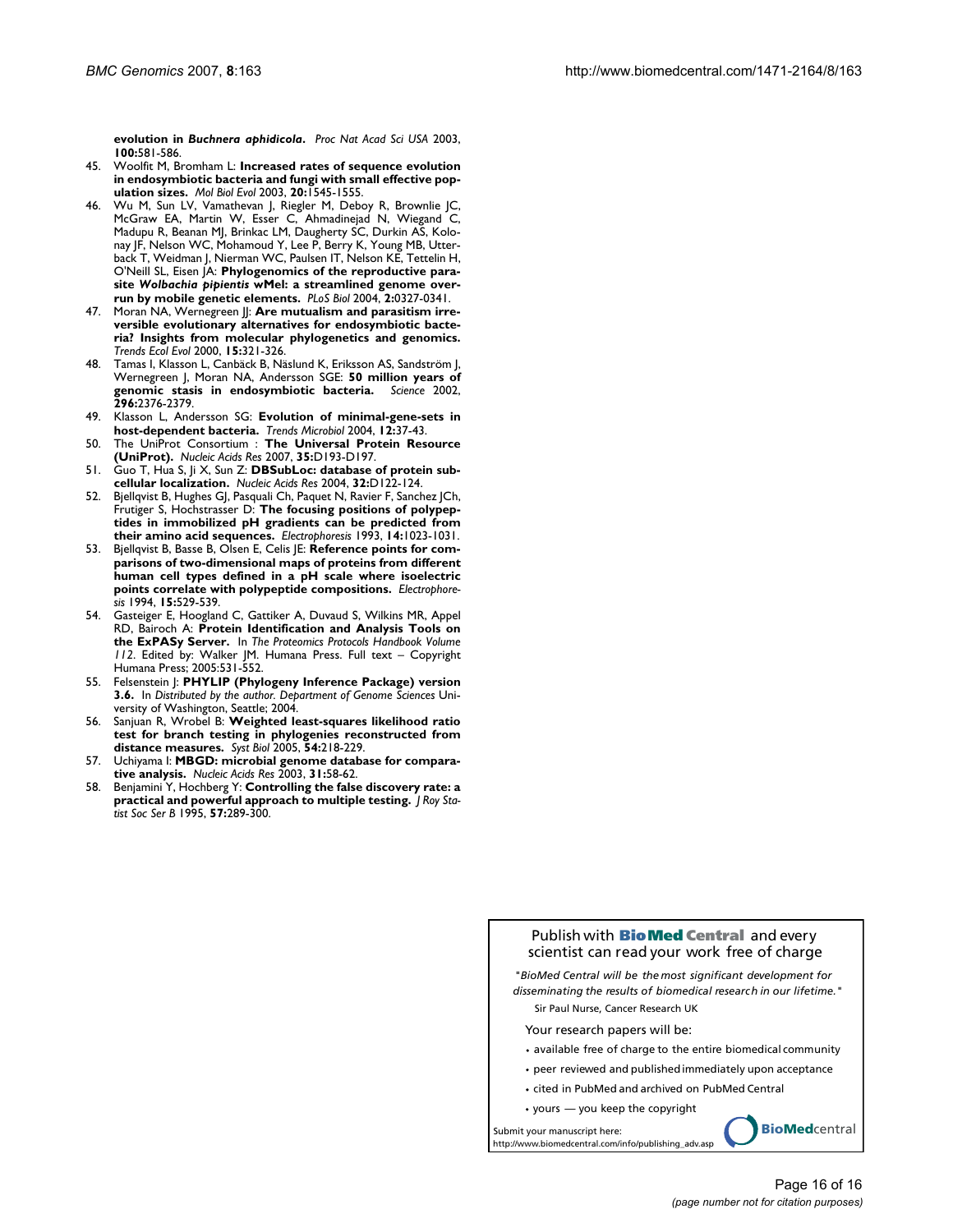**evolution in *Buchnera aphidicola*.** *Proc Nat Acad Sci USA* 2003, **100:**581-586.

45. Woolfit M, Bromham L: **Increased rates of sequence evolution in endosymbiotic bacteria and fungi with small effective population sizes.** *Mol Biol Evol* 2003, **20:**1545-1555.
46. Wu M, Sun LV, Vamathevan J, Riegler M, Deboy R, Brownlie JC, McGraw EA, Martin W, Esser C, Ahmadinejad N, Wiegand C, Madupu R, Beanan MJ, Brinkac LM, Daugherty SC, Durkin AS, Kolonay JF, Nelson WC, Mohamoud Y, Lee P, Berry K, Young MB, Utterback T, Weidman J, Nierman WC, Paulsen IT, Nelson KE, Tettelin H, O'Neill SL, Eisen JA: **Phylogenomics of the reproductive parasite *Wolbachia pipientis* wMel: a streamlined genome overrun by mobile genetic elements.** *PLoS Biol* 2004, **2:**0327-0341.
47. Moran NA, Wernegreen JJ: **Are mutualism and parasitism irreversible evolutionary alternatives for endosymbiotic bacteria? Insights from molecular phylogenetics and genomics.** *Trends Ecol Evol* 2000, **15:**321-326.
48. Tamas I, Klasson L, Canbäck B, Näslund K, Eriksson AS, Sandström J, Wernegreen J, Moran NA, Andersson SGE: **50 million years of genomic stasis in endosymbiotic bacteria.** *Science* 2002, **296:**2376-2379.
49. Klasson L, Andersson SG: **Evolution of minimal-gene-sets in host-dependent bacteria.** *Trends Microbiol* 2004, **12:**37-43.
50. The UniProt Consortium : **The Universal Protein Resource (UniProt).** *Nucleic Acids Res* 2007, **35:**D193-D197.
51. Guo T, Hua S, Ji X, Sun Z: **DBSubLoc: database of protein subcellular localization.** *Nucleic Acids Res* 2004, **32:**D122-124.
52. Bjellqvist B, Hughes GJ, Pasquali Ch, Paquet N, Ravier F, Sanchez JCh, Frutiger S, Hochstrasser D: **The focusing positions of polypeptides in immobilized pH gradients can be predicted from their amino acid sequences.** *Electrophoresis* 1993, **14:**1023-1031.
53. Bjellqvist B, Basse B, Olsen E, Celis JE: **Reference points for comparisons of two-dimensional maps of proteins from different human cell types defined in a pH scale where isoelectric points correlate with polypeptide compositions.** *Electrophoresis* 1994, **15:**529-539.
54. Gasteiger E, Hoogland C, Gattiker A, Duvaud S, Wilkins MR, Appel RD, Bairoch A: **Protein Identification and Analysis Tools on the ExPASy Server.** In *The Proteomics Protocols Handbook Volume 112*. Edited by: Walker JM. Humana Press. Full text – Copyright Humana Press; 2005:531-552.
55. Felsenstein J: **PHYLIP (Phylogeny Inference Package) version 3.6.** In *Distributed by the author. Department of Genome Sciences* University of Washington, Seattle; 2004.
56. Sanjuan R, Wrobel B: **Weighted least-squares likelihood ratio test for branch testing in phylogenies reconstructed from distance measures.** *Syst Biol* 2005, **54:**218-229.
57. Uchiyama I: **MBGD: microbial genome database for comparative analysis.** *Nucleic Acids Res* 2003, **31:**58-62.
58. Benjamini Y, Hochberg Y: **Controlling the false discovery rate: a practical and powerful approach to multiple testing.** *J Roy Statist Soc Ser B* 1995, **57:**289-300.

Publish with **BioMed Central** and every scientist can read your work free of charge

*"BioMed Central will be the most significant development for disseminating the results of biomedical research in our lifetime."*

Sir Paul Nurse, Cancer Research UK

Your research papers will be:

- available free of charge to the entire biomedical community
- peer reviewed and published immediately upon acceptance
- cited in PubMed and archived on PubMed Central
- yours — you keep the copyright

Submit your manuscript here:
http://www.biomedcentral.com/info/publishing_adv.asp

**BioMed**central